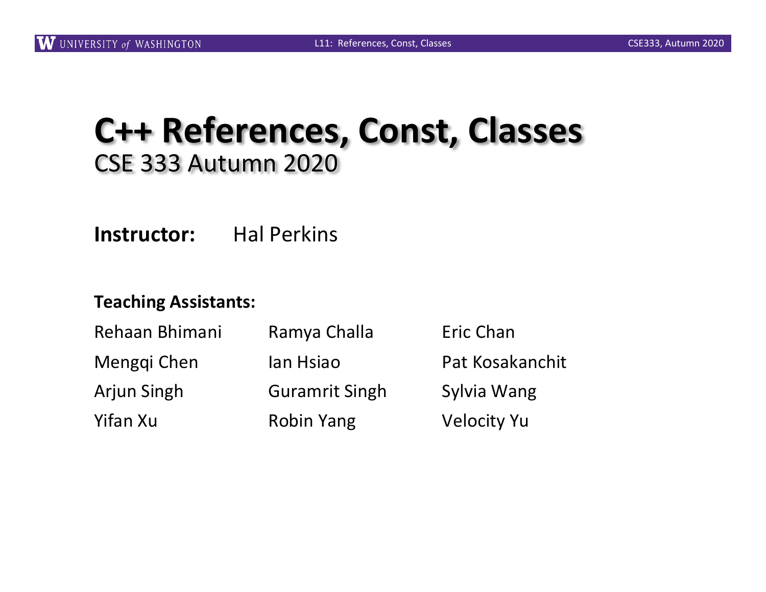# C++ References, Const, Classes

CSE 333 Autumn 2020

**Instructor:** Hal Perkins

**Teaching Assistants:**

| | | |
|---|---|---|
| Rehaan Bhimani | Ramya Challa | Eric Chan |
| Mengqi Chen | Ian Hsiao | Pat Kosakanchit |
| Arjun Singh | Guramrit Singh | Sylvia Wang |
| Yifan Xu | Robin Yang | Velocity Yu |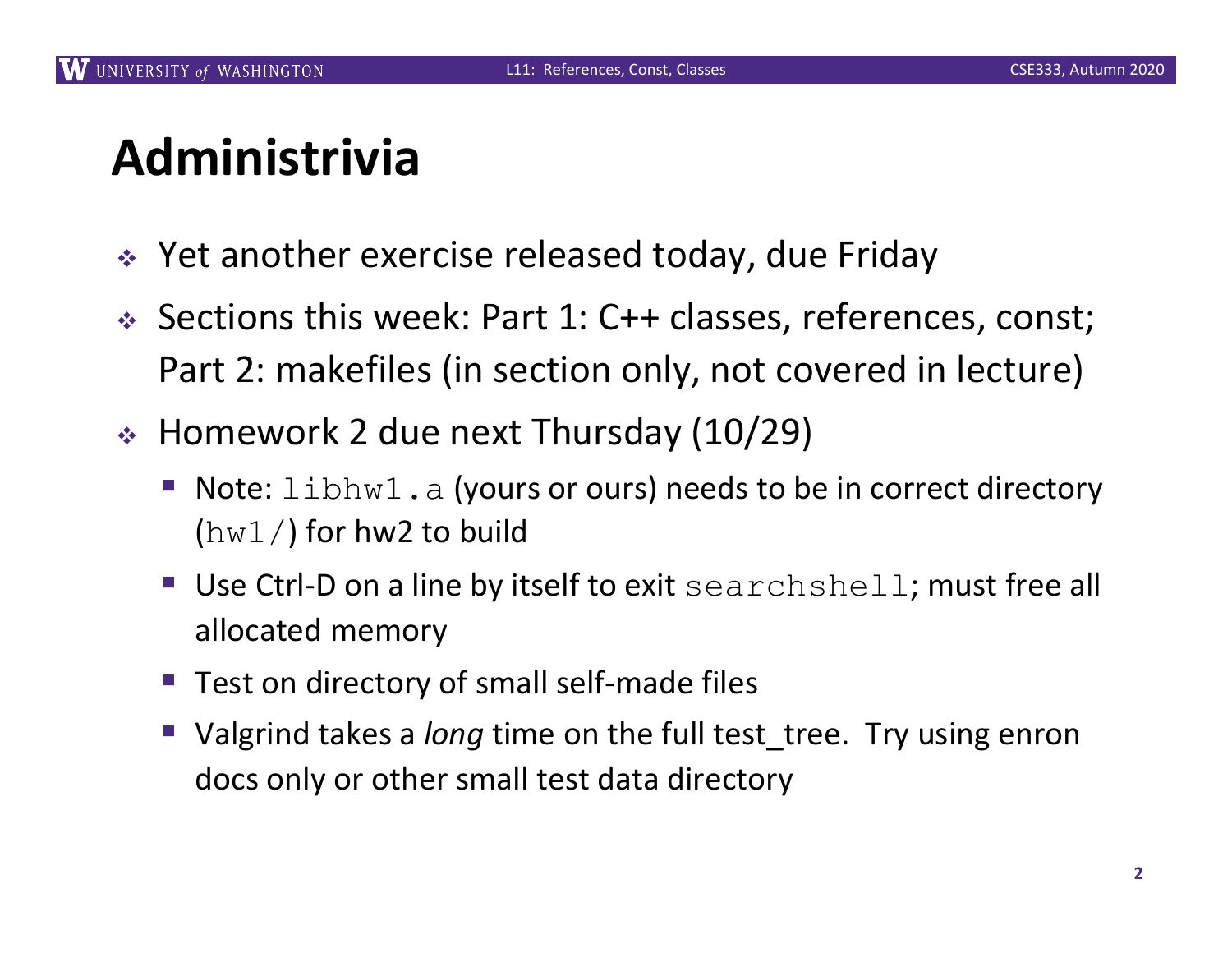# Administrivia

- Yet another exercise released today, due Friday
- Sections this week: Part 1: C++ classes, references, const; Part 2: makefiles (in section only, not covered in lecture)
- Homework 2 due next Thursday (10/29)
  - Note: `libhw1.a` (yours or ours) needs to be in correct directory (`hw1/`) for hw2 to build
  - Use Ctrl-D on a line by itself to exit `searchshell`; must free all allocated memory
  - Test on directory of small self-made files
  - Valgrind takes a *long* time on the full test_tree. Try using enron docs only or other small test data directory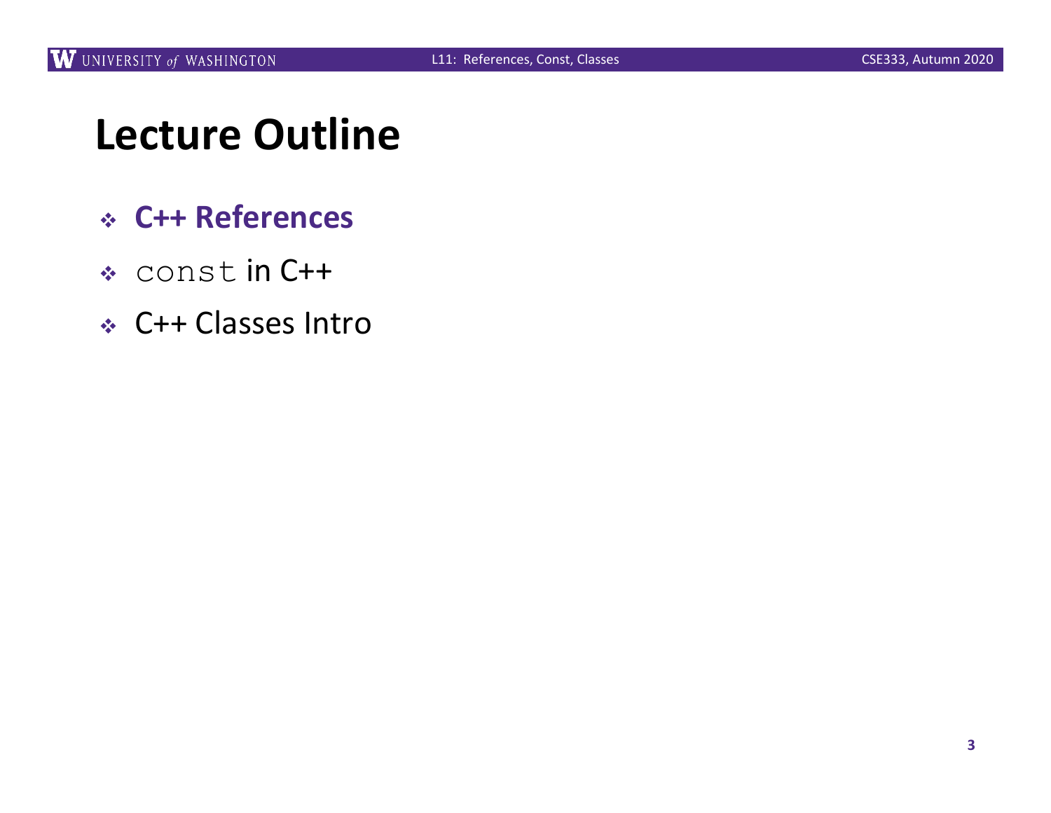# Lecture Outline

- **C++ References**
- `const` in C++
- C++ Classes Intro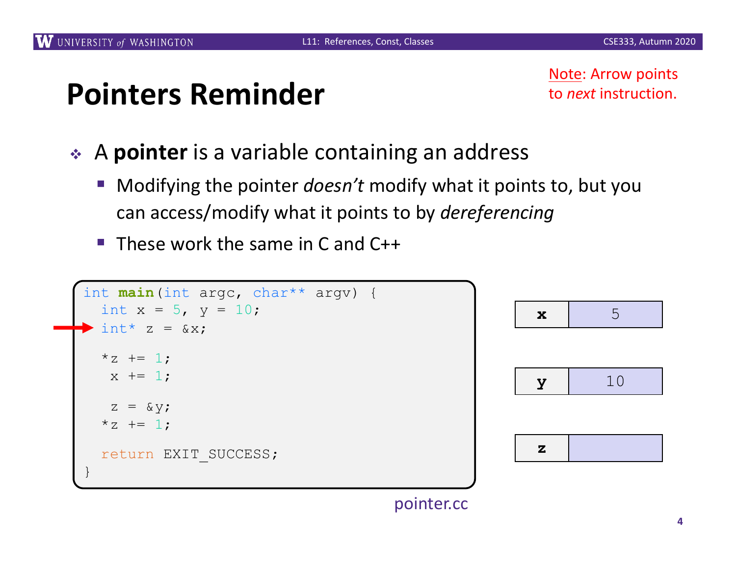# Pointers Reminder

Note: Arrow points to *next* instruction.

- A **pointer** is a variable containing an address
  - Modifying the pointer *doesn't* modify what it points to, but you can access/modify what it points to by *dereferencing*
  - These work the same in C and C++

```
int main(int argc, char** argv) {
  int x = 5, y = 10;
  int* z = &x;          // <- arrow

  *z += 1;
   x += 1;

   z = &y;
  *z += 1;

  return EXIT_SUCCESS;
}
```

| | |
|---|---|
| **x** | 5 |
| **y** | 10 |
| **z** | |

pointer.cc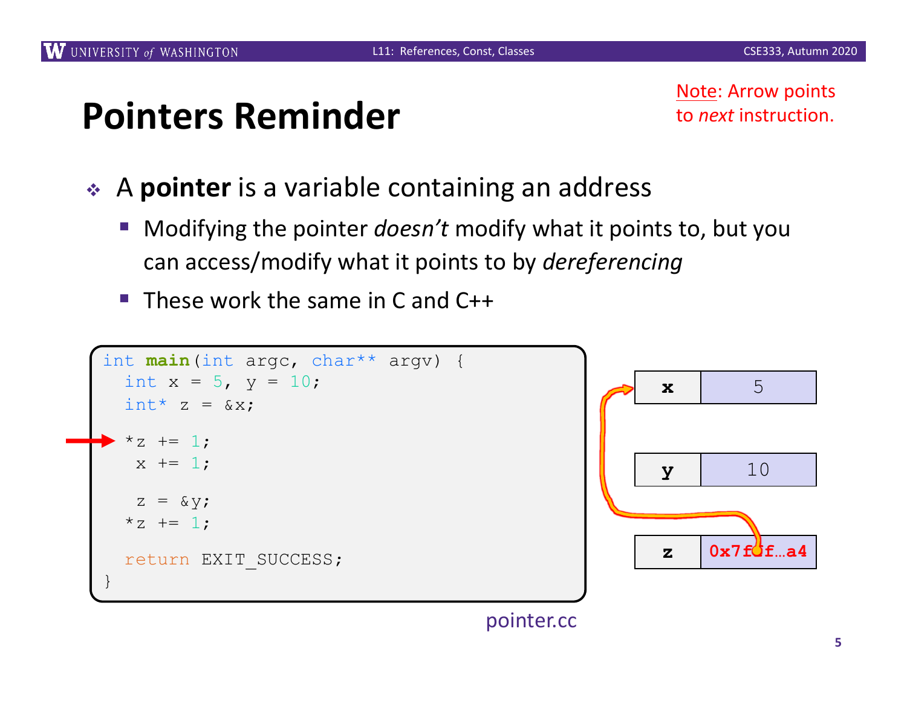# Pointers Reminder

Note: Arrow points to *next* instruction.

- A **pointer** is a variable containing an address
  - Modifying the pointer *doesn't* modify what it points to, but you can access/modify what it points to by *dereferencing*
  - These work the same in C and C++

```
int main(int argc, char** argv) {
  int x = 5, y = 10;
  int* z = &x;

  *z += 1;
   x += 1;

   z = &y;
  *z += 1;

  return EXIT_SUCCESS;
}
```

| | |
|---|---|
| **x** | 5 |
| **y** | 10 |
| **z** | 0x7fff…a4 |

pointer.cc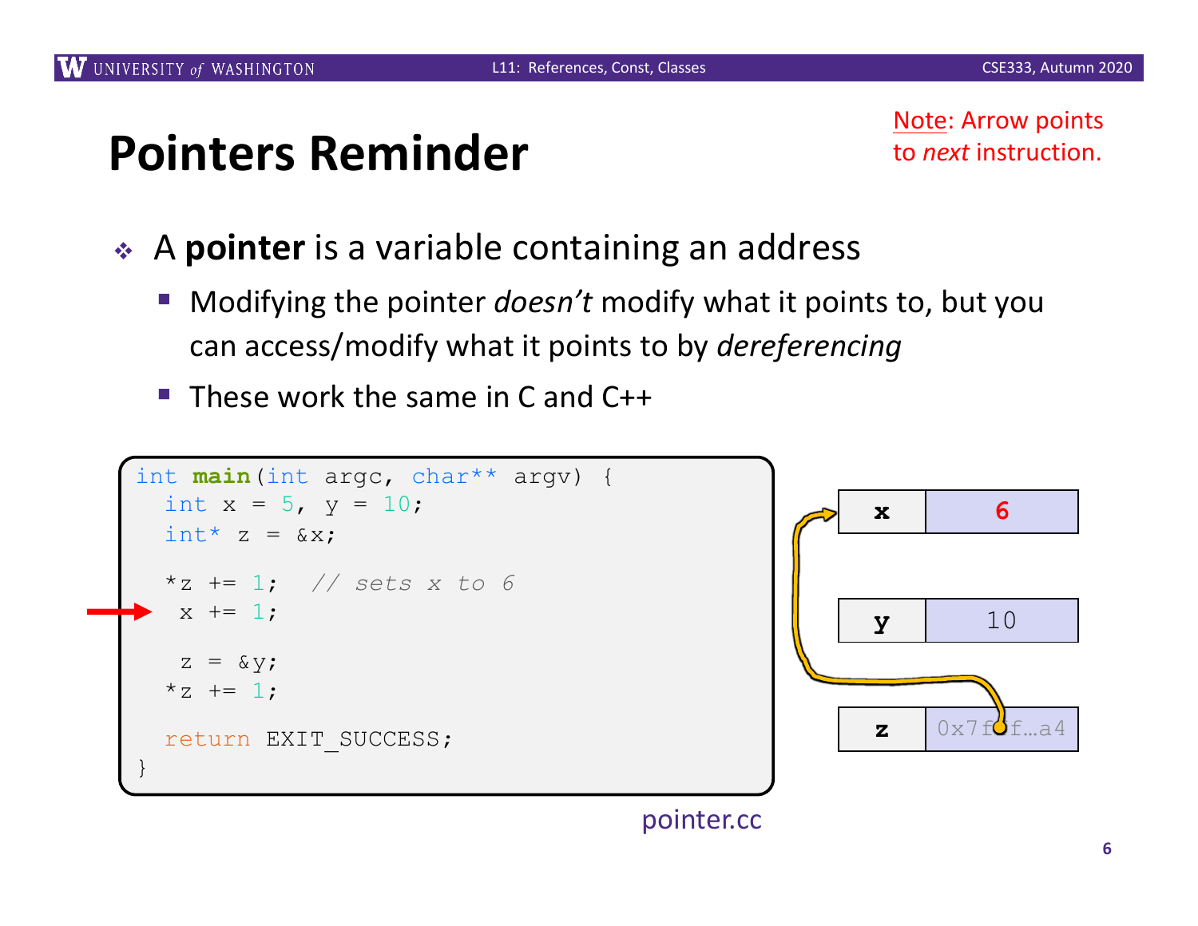# Pointers Reminder

Note: Arrow points to *next* instruction.

- A **pointer** is a variable containing an address
  - Modifying the pointer *doesn't* modify what it points to, but you can access/modify what it points to by *dereferencing*
  - These work the same in C and C++

```
int main(int argc, char** argv) {
  int x = 5, y = 10;
  int* z = &x;

  *z += 1;  // sets x to 6
   x += 1;

   z = &y;
  *z += 1;

  return EXIT_SUCCESS;
}
```

| | |
|---|---|
| x | 6 |
| y | 10 |
| z | 0x7f…f…a4 |

pointer.cc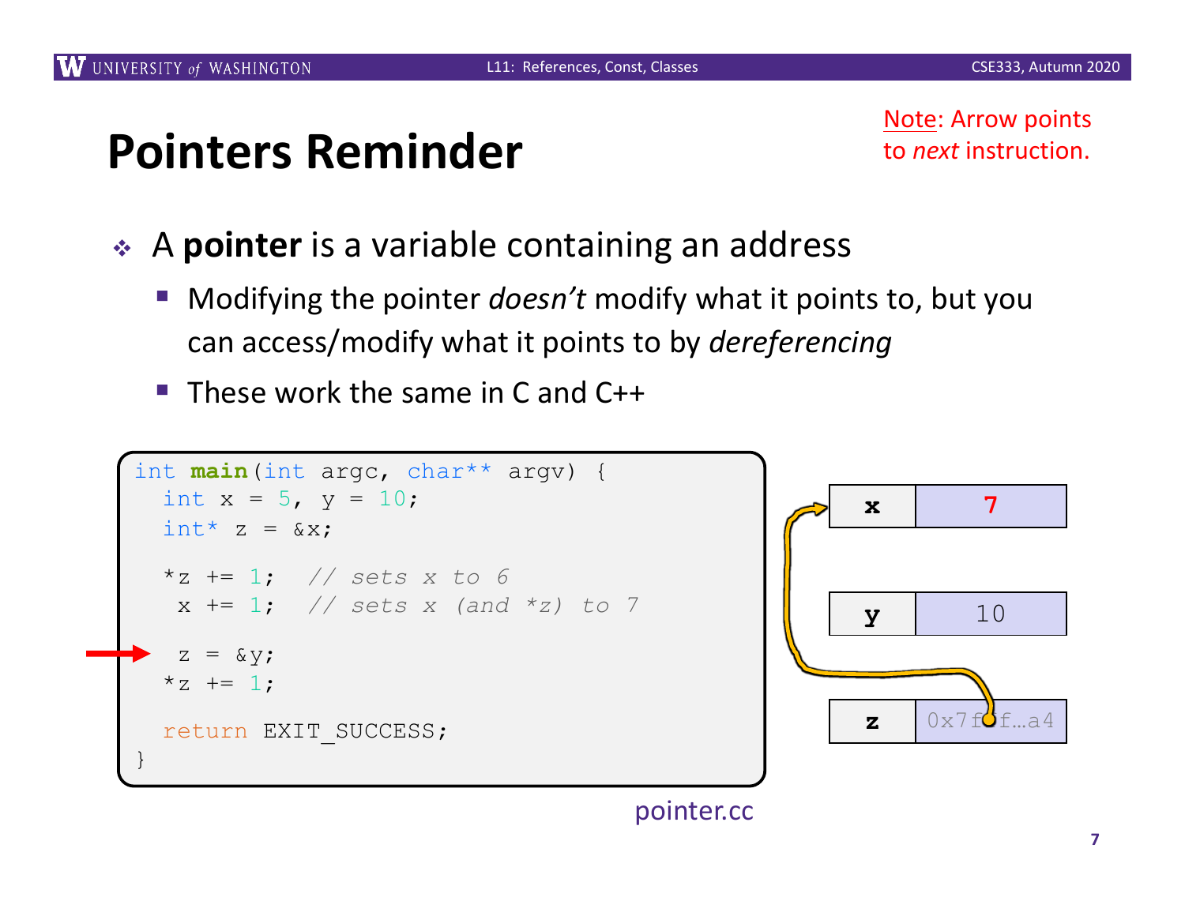# Pointers Reminder

Note: Arrow points to *next* instruction.

- A **pointer** is a variable containing an address
  - Modifying the pointer *doesn't* modify what it points to, but you can access/modify what it points to by *dereferencing*
  - These work the same in C and C++

```
int main(int argc, char** argv) {
  int x = 5, y = 10;
  int* z = &x;

  *z += 1;  // sets x to 6
   x += 1;  // sets x (and *z) to 7

   z = &y;
  *z += 1;

  return EXIT_SUCCESS;
}
```

| | |
|---|---|
| x | 7 |
| y | 10 |
| z | 0x7f…f…a4 |

pointer.cc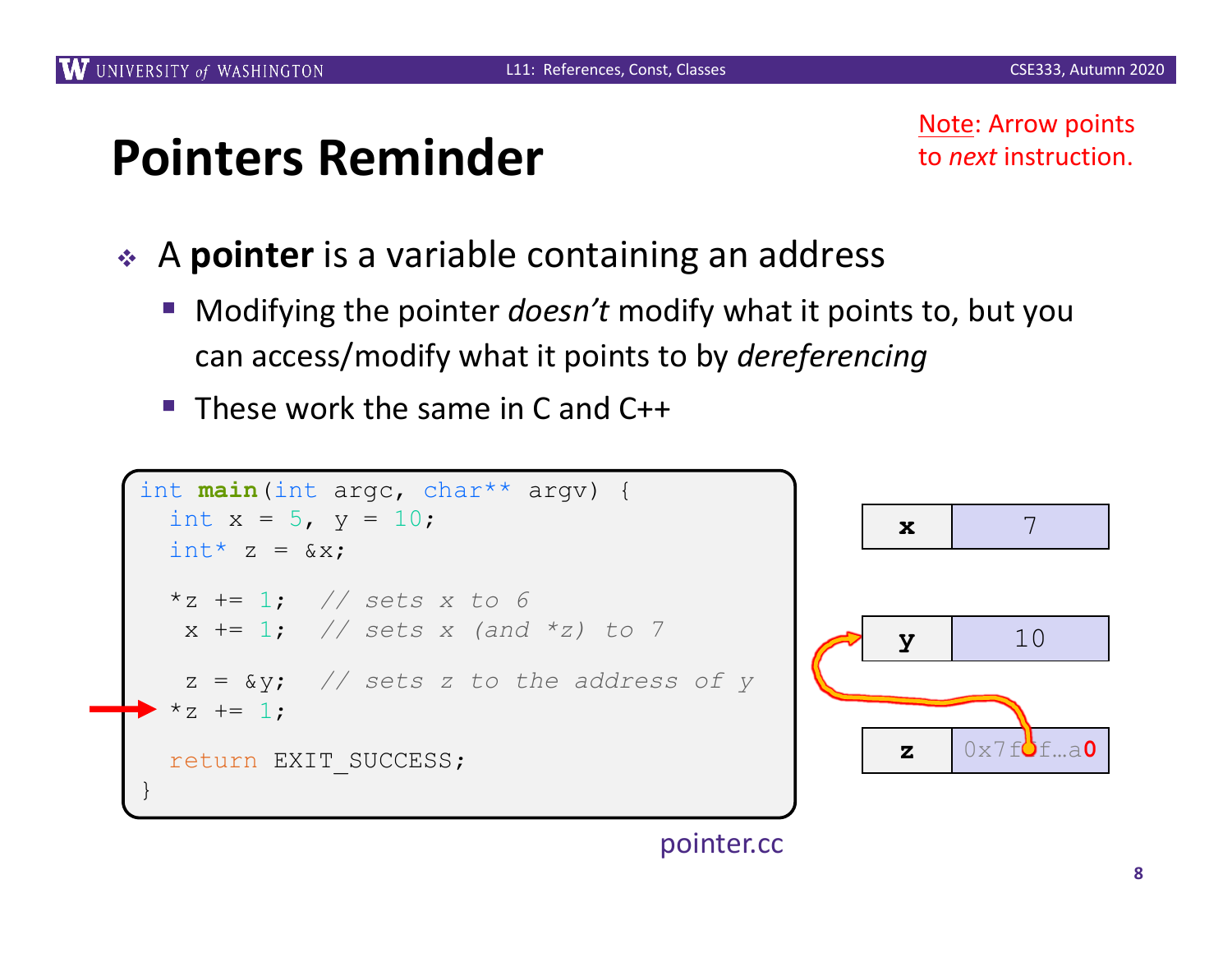# Pointers Reminder

Note: Arrow points to *next* instruction.

- A **pointer** is a variable containing an address
  - Modifying the pointer *doesn't* modify what it points to, but you can access/modify what it points to by *dereferencing*
  - These work the same in C and C++

```
int main(int argc, char** argv) {
  int x = 5, y = 10;
  int* z = &x;

  *z += 1;  // sets x to 6
   x += 1;  // sets x (and *z) to 7

   z = &y;  // sets z to the address of y
  *z += 1;

  return EXIT_SUCCESS;
}
```

| | |
|---|---|
| x | 7 |
| y | 10 |
| z | 0x7f…f…a0 |

pointer.cc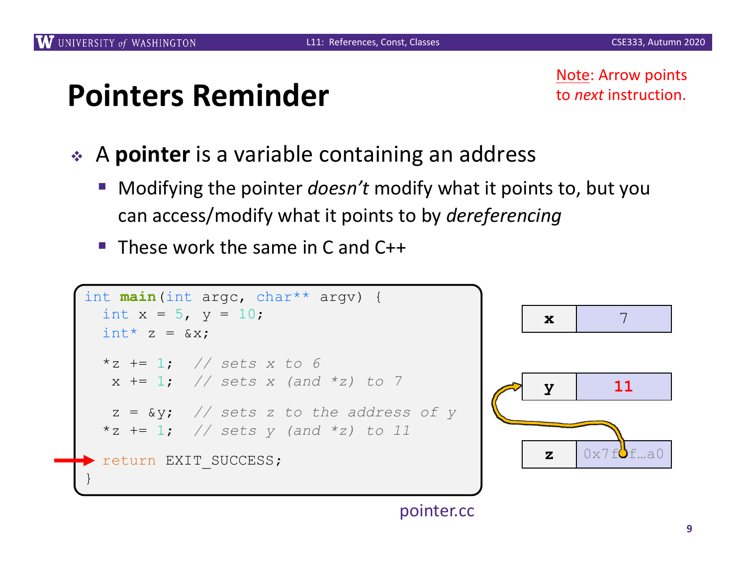# Pointers Reminder

Note: Arrow points to *next* instruction.

- A **pointer** is a variable containing an address
  - Modifying the pointer *doesn't* modify what it points to, but you can access/modify what it points to by *dereferencing*
  - These work the same in C and C++

```
int main(int argc, char** argv) {
  int x = 5, y = 10;
  int* z = &x;

  *z += 1;  // sets x to 6
   x += 1;  // sets x (and *z) to 7

   z = &y;  // sets z to the address of y
  *z += 1;  // sets y (and *z) to 11

  return EXIT_SUCCESS;
}
```

| | |
|---|---|
| x | 7 |
| y | 11 |
| z | 0x7f…f…a0 |

pointer.cc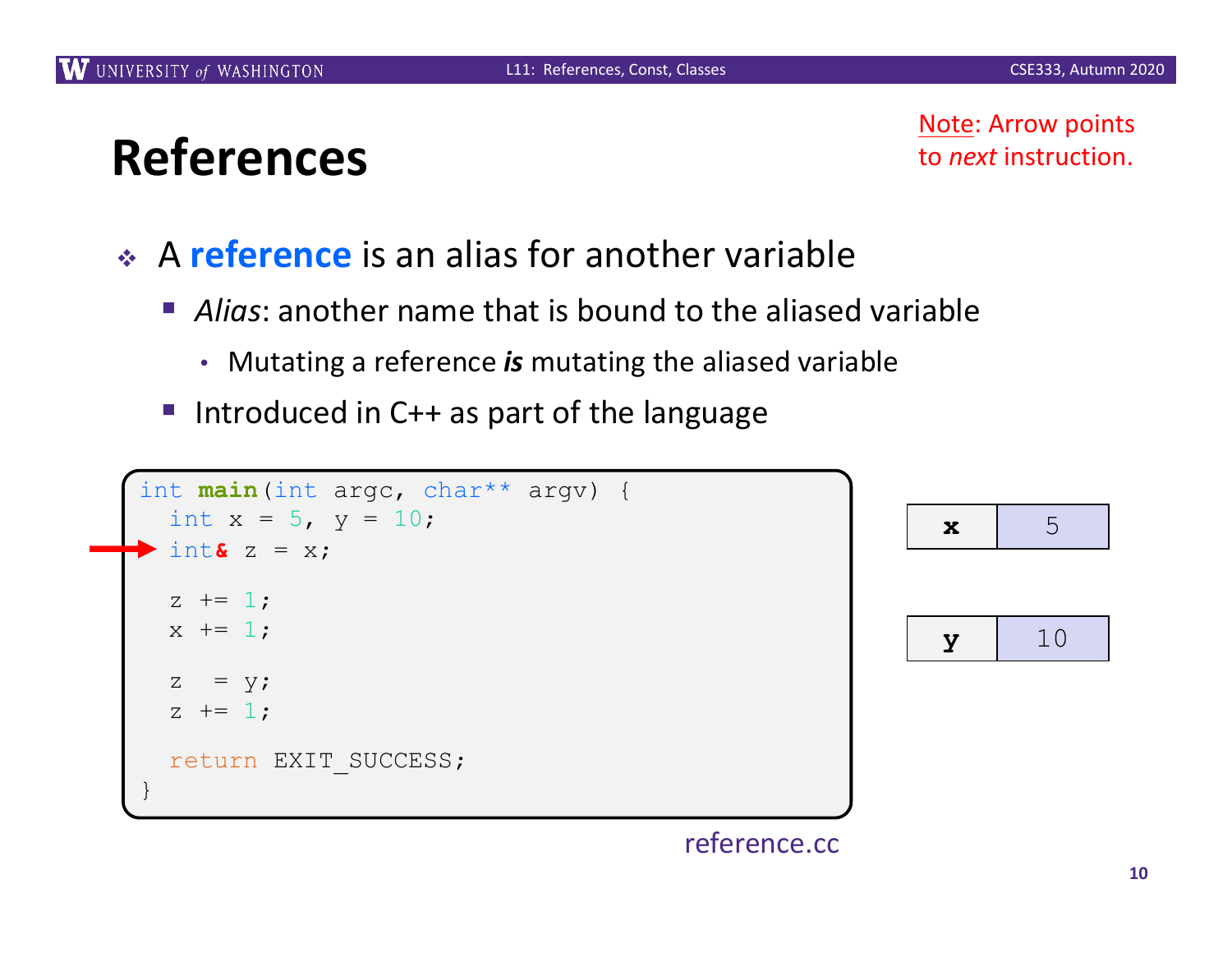# References

Note: Arrow points to *next* instruction.

- A **reference** is an alias for another variable
  - *Alias*: another name that is bound to the aliased variable
    - Mutating a reference ***is*** mutating the aliased variable
  - Introduced in C++ as part of the language

```
int main(int argc, char** argv) {
  int x = 5, y = 10;
  int& z = x;

  z += 1;
  x += 1;

  z  = y;
  z += 1;

  return EXIT_SUCCESS;
}
```

| | |
|---|---|
| x | 5 |

| | |
|---|---|
| y | 10 |

reference.cc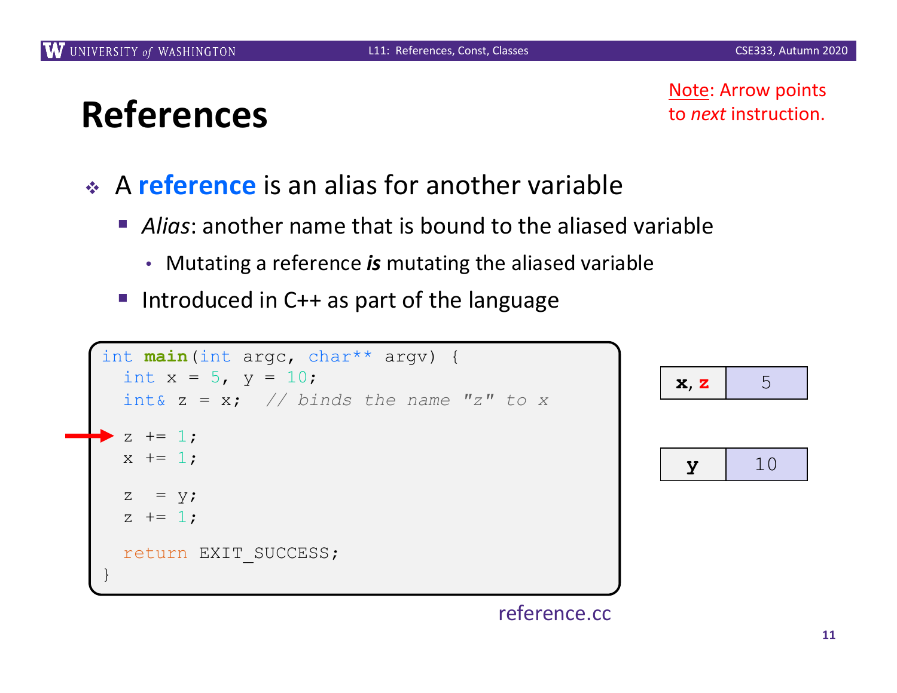# References

Note: Arrow points to *next* instruction.

- A **reference** is an alias for another variable
  - *Alias*: another name that is bound to the aliased variable
    - Mutating a reference ***is*** mutating the aliased variable
  - Introduced in C++ as part of the language

```
int main(int argc, char** argv) {
  int x = 5, y = 10;
  int& z = x;  // binds the name "z" to x

→ z += 1;
  x += 1;

  z  = y;
  z += 1;

  return EXIT_SUCCESS;
}
```

reference.cc

| x, z | 5 |
| --- | --- |

| y | 10 |
| --- | --- |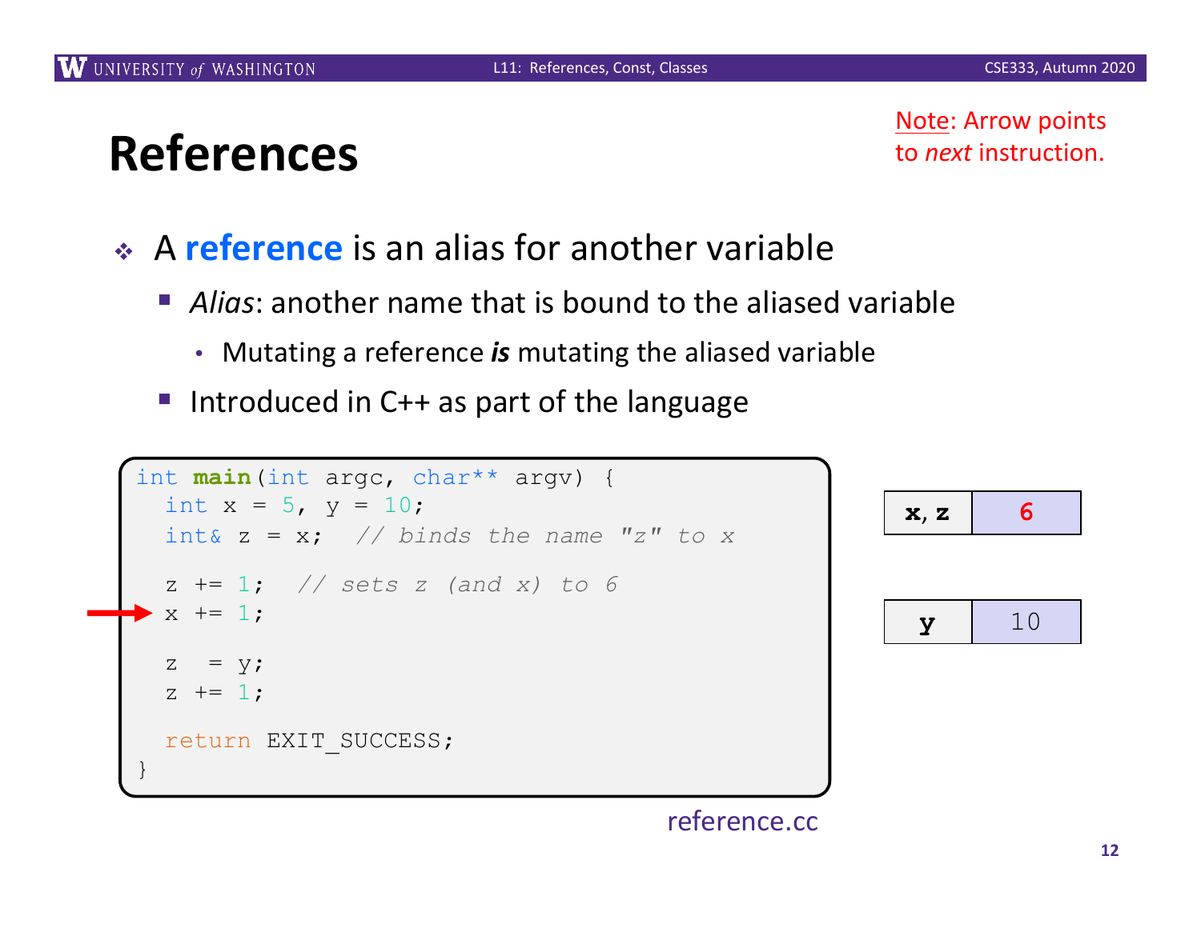# References

Note: Arrow points to *next* instruction.

- A **reference** is an alias for another variable
  - *Alias*: another name that is bound to the aliased variable
    - Mutating a reference ***is*** mutating the aliased variable
  - Introduced in C++ as part of the language

```
int main(int argc, char** argv) {
  int x = 5, y = 10;
  int& z = x;  // binds the name "z" to x

  z += 1;  // sets z (and x) to 6
→ x += 1;

  z  = y;
  z += 1;

  return EXIT_SUCCESS;
}
```

| | |
|---|---|
| x, z | 6 |

| | |
|---|---|
| y | 10 |

reference.cc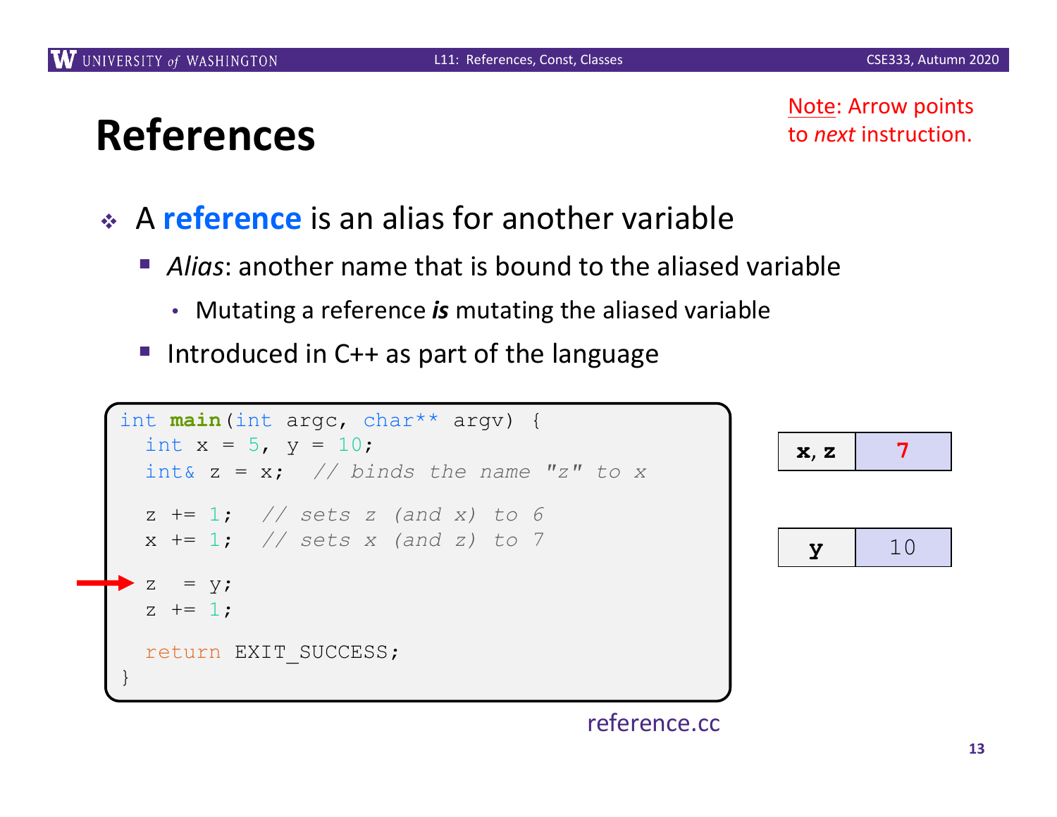# References

Note: Arrow points to *next* instruction.

- A **reference** is an alias for another variable
  - *Alias*: another name that is bound to the aliased variable
    - Mutating a reference ***is*** mutating the aliased variable
  - Introduced in C++ as part of the language

```
int main(int argc, char** argv) {
  int x = 5, y = 10;
  int& z = x;  // binds the name "z" to x

  z += 1;  // sets z (and x) to 6
  x += 1;  // sets x (and z) to 7

  z  = y;
  z += 1;

  return EXIT_SUCCESS;
}
```

(Arrow at `z  = y;`)

| | |
|---|---|
| x, z | 7 |
| y | 10 |

reference.cc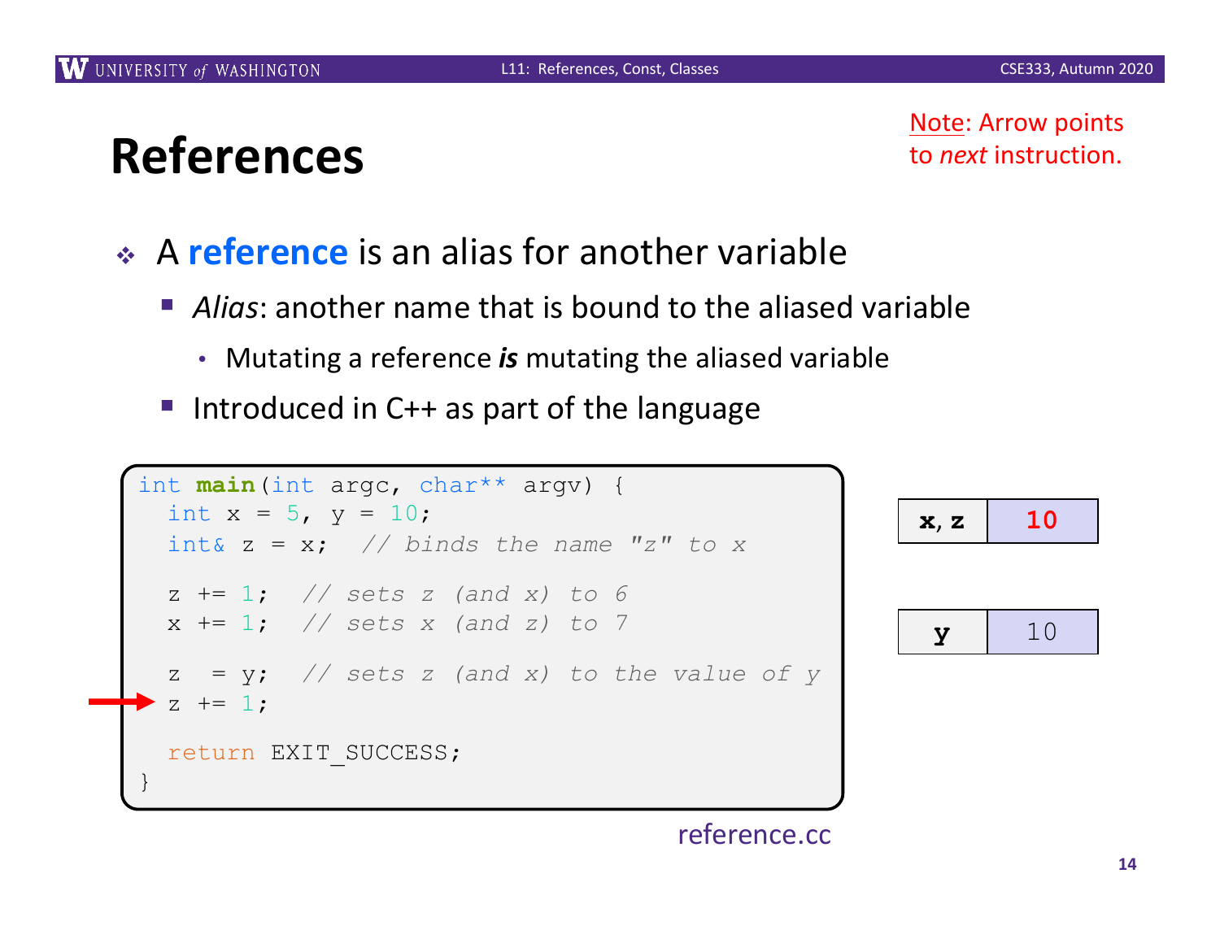# References

Note: Arrow points to *next* instruction.

- A **reference** is an alias for another variable
  - *Alias*: another name that is bound to the aliased variable
    - Mutating a reference ***is*** mutating the aliased variable
  - Introduced in C++ as part of the language

```
int main(int argc, char** argv) {
  int x = 5, y = 10;
  int& z = x;  // binds the name "z" to x

  z += 1;  // sets z (and x) to 6
  x += 1;  // sets x (and z) to 7

  z  = y;  // sets z (and x) to the value of y
  z += 1;

  return EXIT_SUCCESS;
}
```

reference.cc

| | |
|---|---|
| x, z | 10 |
| y | 10 |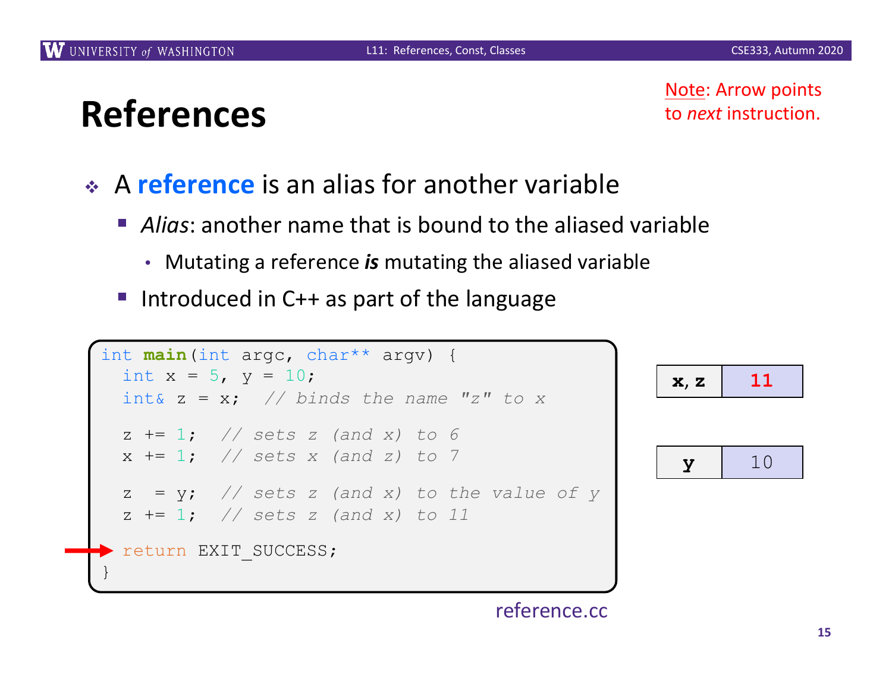# References

Note: Arrow points to *next* instruction.

- A **reference** is an alias for another variable
  - *Alias*: another name that is bound to the aliased variable
    - Mutating a reference ***is*** mutating the aliased variable
  - Introduced in C++ as part of the language

```
int main(int argc, char** argv) {
  int x = 5, y = 10;
  int& z = x;  // binds the name "z" to x

  z += 1;  // sets z (and x) to 6
  x += 1;  // sets x (and z) to 7

  z  = y;  // sets z (and x) to the value of y
  z += 1;  // sets z (and x) to 11

  return EXIT_SUCCESS;
}
```

(Arrow points to `return EXIT_SUCCESS;`)

| | |
|---|---|
| x, z | 11 |
| y | 10 |

reference.cc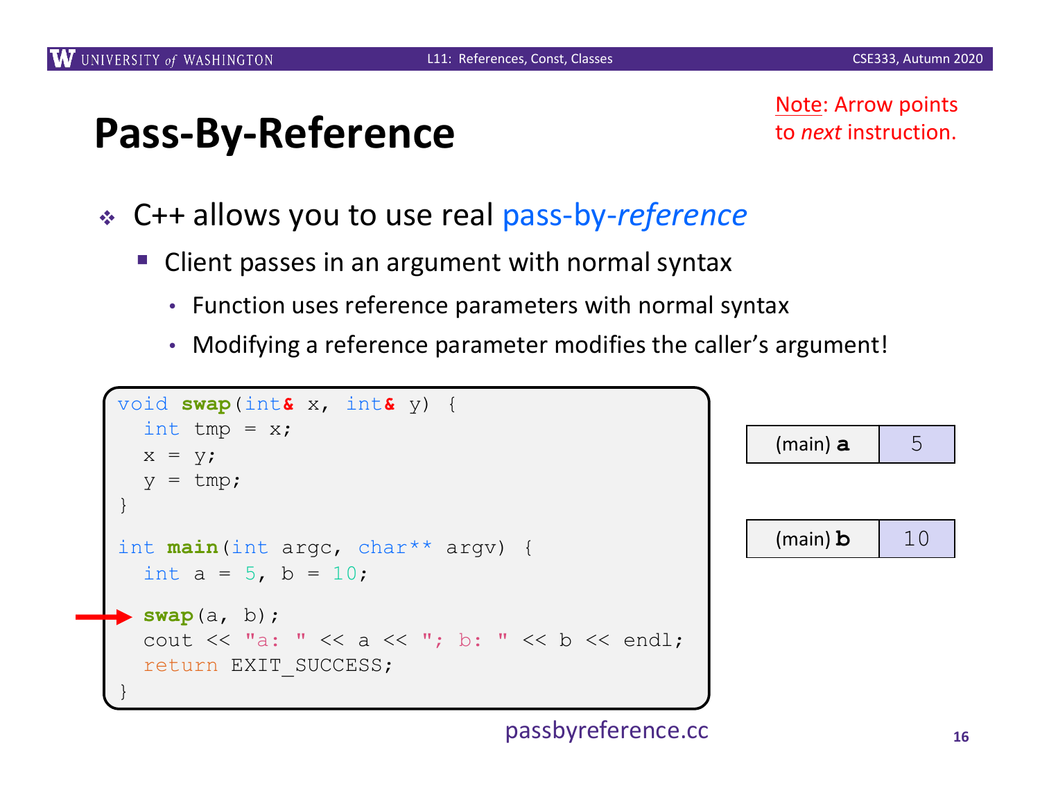# Pass-By-Reference

Note: Arrow points to *next* instruction.

- C++ allows you to use real pass-by-*reference*
  - Client passes in an argument with normal syntax
    - Function uses reference parameters with normal syntax
    - Modifying a reference parameter modifies the caller's argument!

```
void swap(int& x, int& y) {
  int tmp = x;
  x = y;
  y = tmp;
}

int main(int argc, char** argv) {
  int a = 5, b = 10;

  swap(a, b);
  cout << "a: " << a << "; b: " << b << endl;
  return EXIT_SUCCESS;
}
```

| | |
|---|---|
| (main) **a** | 5 |
| (main) **b** | 10 |

passbyreference.cc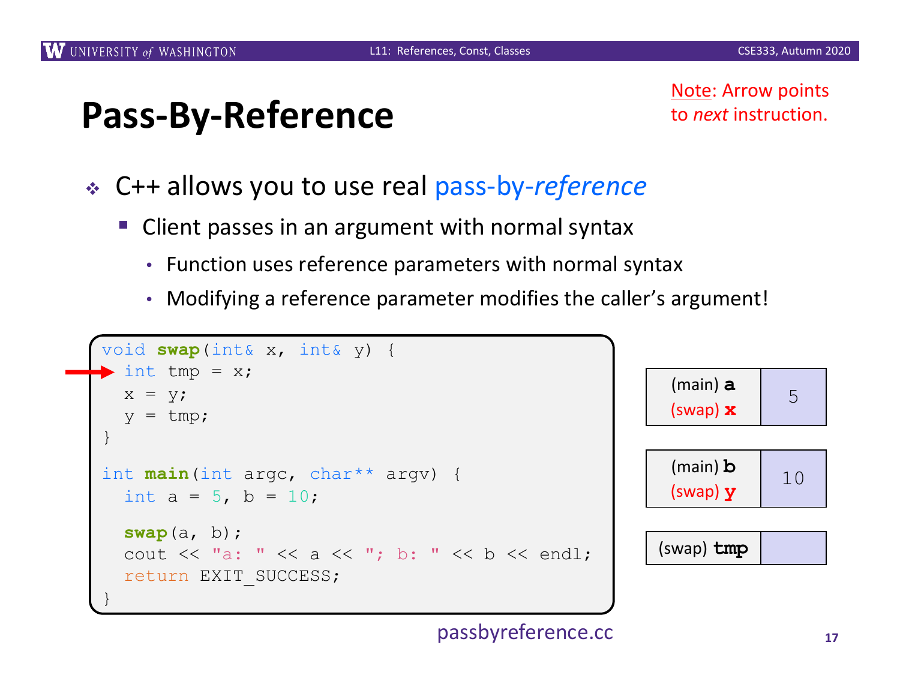# Pass-By-Reference

Note: Arrow points to *next* instruction.

- C++ allows you to use real pass-by-*reference*
  - Client passes in an argument with normal syntax
    - Function uses reference parameters with normal syntax
    - Modifying a reference parameter modifies the caller's argument!

```
void swap(int& x, int& y) {
  int tmp = x;
  x = y;
  y = tmp;
}

int main(int argc, char** argv) {
  int a = 5, b = 10;

  swap(a, b);
  cout << "a: " << a << "; b: " << b << endl;
  return EXIT_SUCCESS;
}
```

(Arrow points to: `int tmp = x;`)

| | |
|---|---|
| (main) **a** / (swap) **x** | 5 |
| (main) **b** / (swap) **y** | 10 |
| (swap) **tmp** | |

passbyreference.cc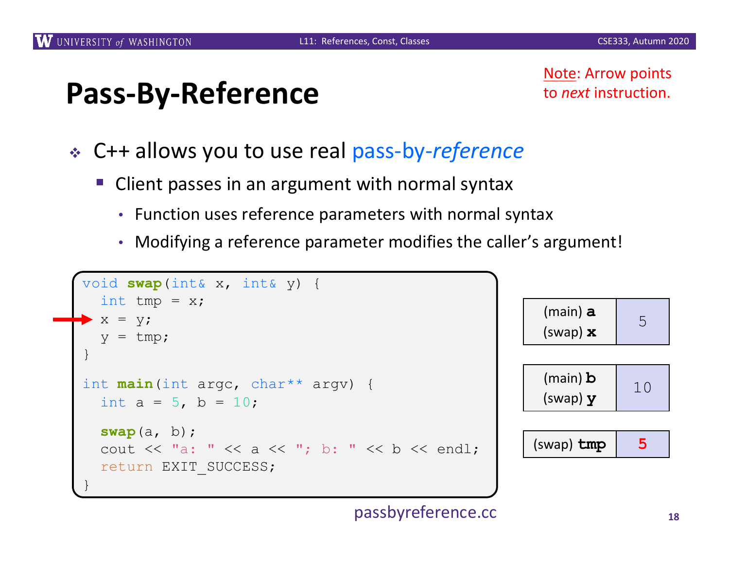# Pass-By-Reference

Note: Arrow points to *next* instruction.

- C++ allows you to use real pass-by-*reference*
  - Client passes in an argument with normal syntax
    - Function uses reference parameters with normal syntax
    - Modifying a reference parameter modifies the caller's argument!

```
void swap(int& x, int& y) {
  int tmp = x;
  x = y;      // <- next instruction
  y = tmp;
}

int main(int argc, char** argv) {
  int a = 5, b = 10;

  swap(a, b);
  cout << "a: " << a << "; b: " << b << endl;
  return EXIT_SUCCESS;
}
```

| | |
|---|---|
| (main) **a** (swap) **x** | 5 |
| (main) **b** (swap) **y** | 10 |
| (swap) **tmp** | **5** |

passbyreference.cc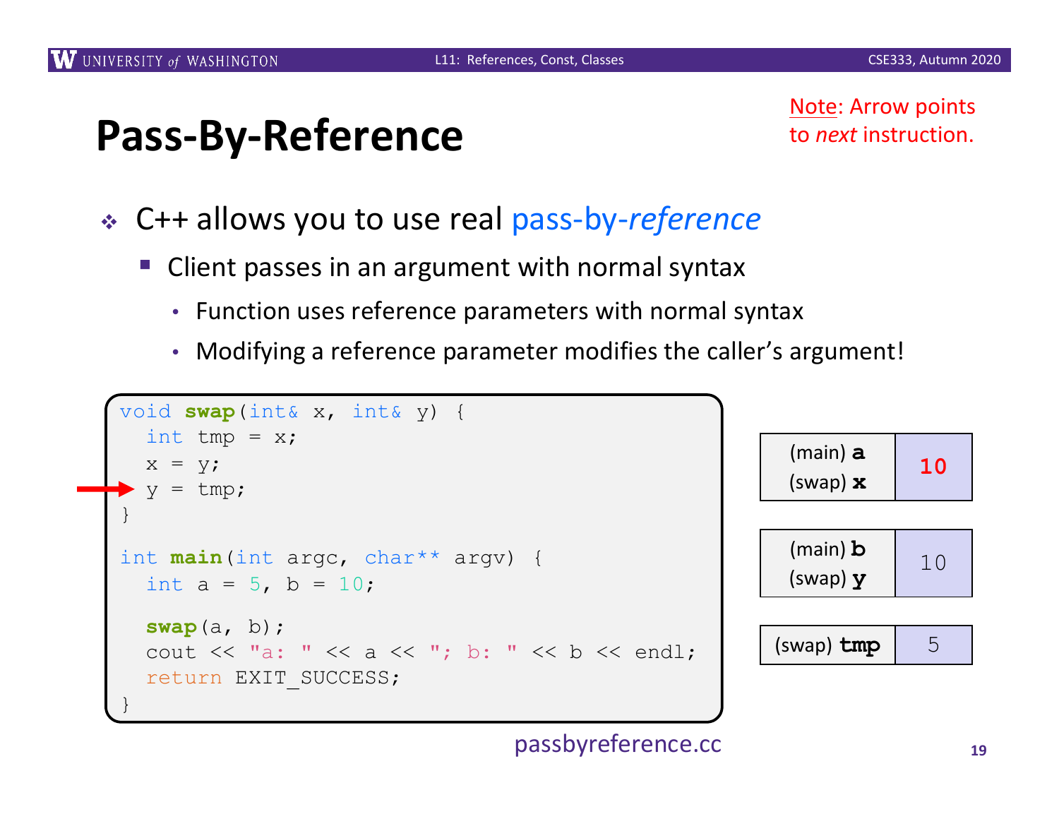# Pass-By-Reference

Note: Arrow points to *next* instruction.

- C++ allows you to use real pass-by-*reference*
  - Client passes in an argument with normal syntax
    - Function uses reference parameters with normal syntax
    - Modifying a reference parameter modifies the caller's argument!

```
void swap(int& x, int& y) {
  int tmp = x;
  x = y;
→ y = tmp;
}

int main(int argc, char** argv) {
  int a = 5, b = 10;

  swap(a, b);
  cout << "a: " << a << "; b: " << b << endl;
  return EXIT_SUCCESS;
}
```

| | |
|---|---|
| (main) **a** (swap) **x** | **10** |
| (main) **b** (swap) **y** | 10 |
| (swap) **tmp** | 5 |

passbyreference.cc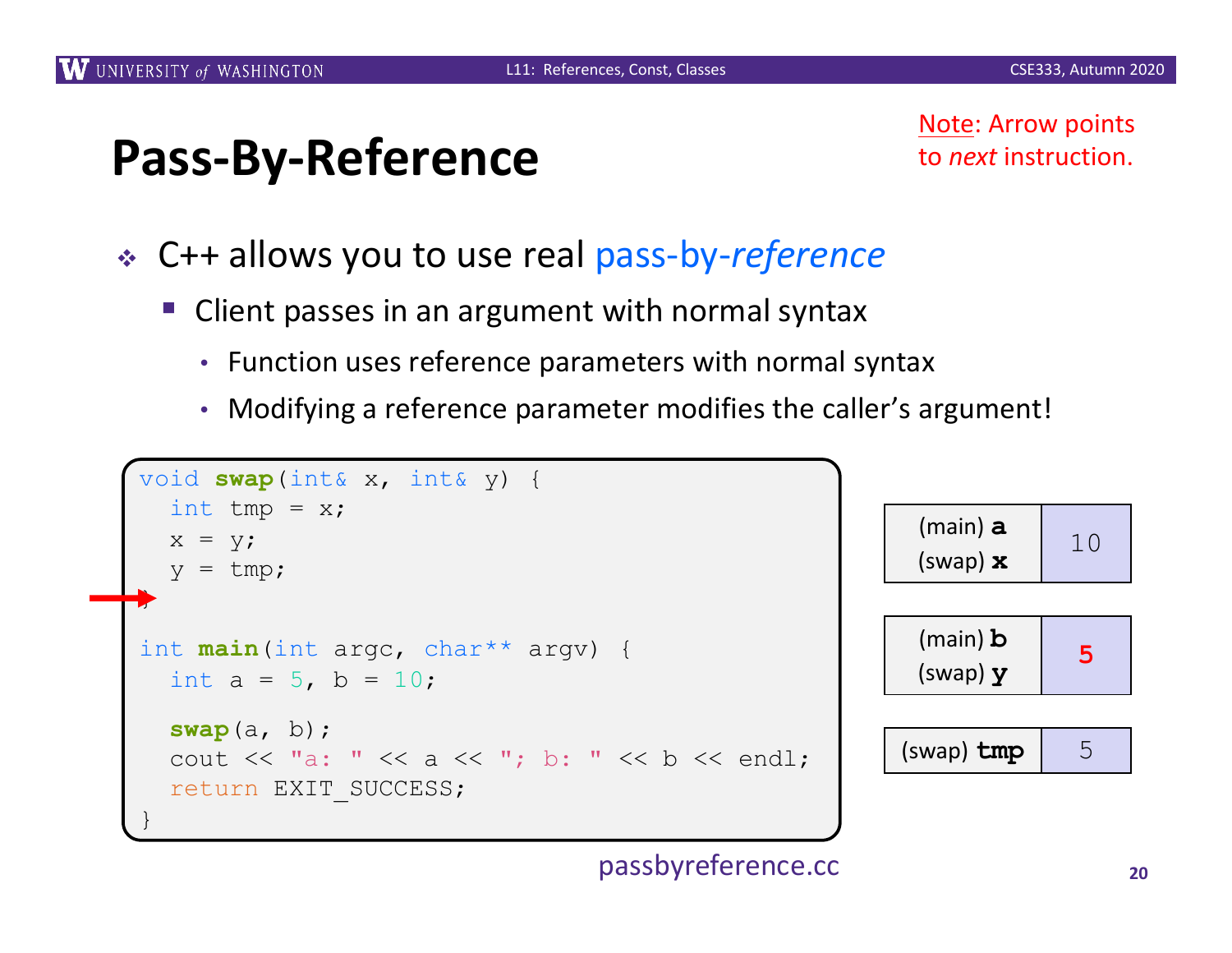# Pass-By-Reference

Note: Arrow points to *next* instruction.

- C++ allows you to use real pass-by-*reference*
  - Client passes in an argument with normal syntax
    - Function uses reference parameters with normal syntax
    - Modifying a reference parameter modifies the caller's argument!

```
void swap(int& x, int& y) {
  int tmp = x;
  x = y;
  y = tmp;
}

int main(int argc, char** argv) {
  int a = 5, b = 10;

  swap(a, b);
  cout << "a: " << a << "; b: " << b << endl;
  return EXIT_SUCCESS;
}
```

passbyreference.cc

| | |
|---|---|
| (main) **a** (swap) **x** | 10 |
| (main) **b** (swap) **y** | **5** |
| (swap) **tmp** | 5 |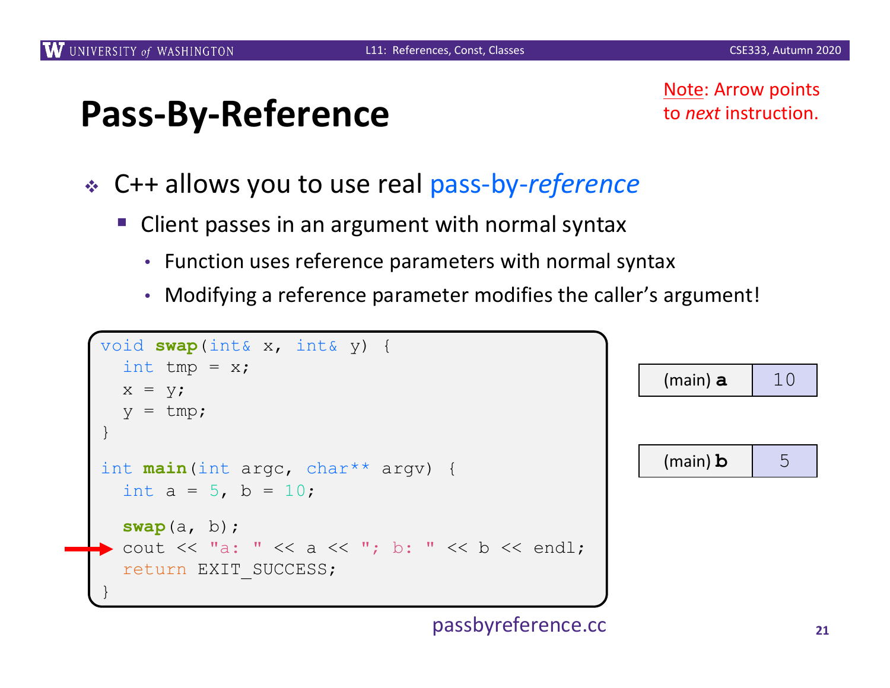# Pass-By-Reference

Note: Arrow points to *next* instruction.

- C++ allows you to use real pass-by-*reference*
  - Client passes in an argument with normal syntax
    - Function uses reference parameters with normal syntax
    - Modifying a reference parameter modifies the caller's argument!

```
void swap(int& x, int& y) {
  int tmp = x;
  x = y;
  y = tmp;
}

int main(int argc, char** argv) {
  int a = 5, b = 10;

  swap(a, b);
→ cout << "a: " << a << "; b: " << b << endl;
  return EXIT_SUCCESS;
}
```

| | |
|---|---|
| (main) **a** | 10 |
| (main) **b** | 5 |

passbyreference.cc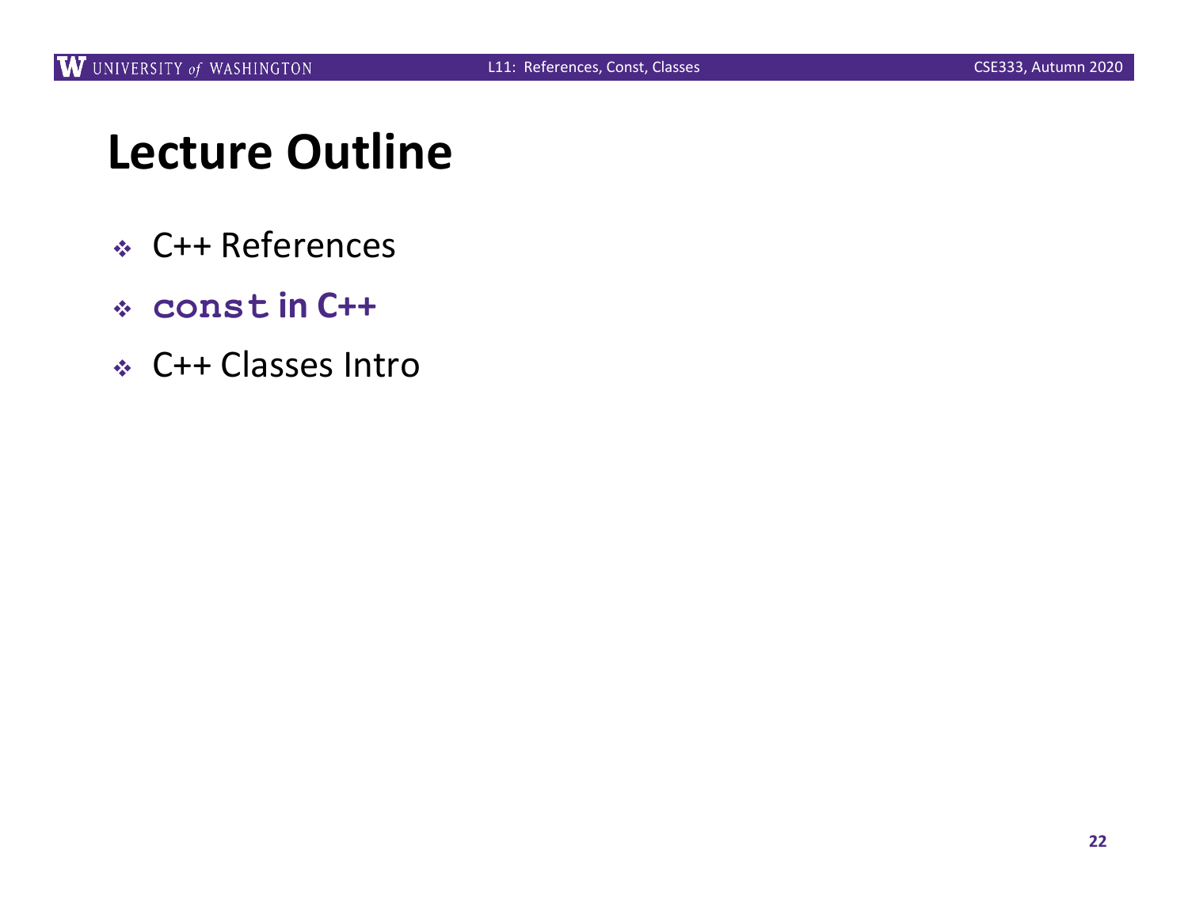# Lecture Outline

- C++ References
- **`const` in C++**
- C++ Classes Intro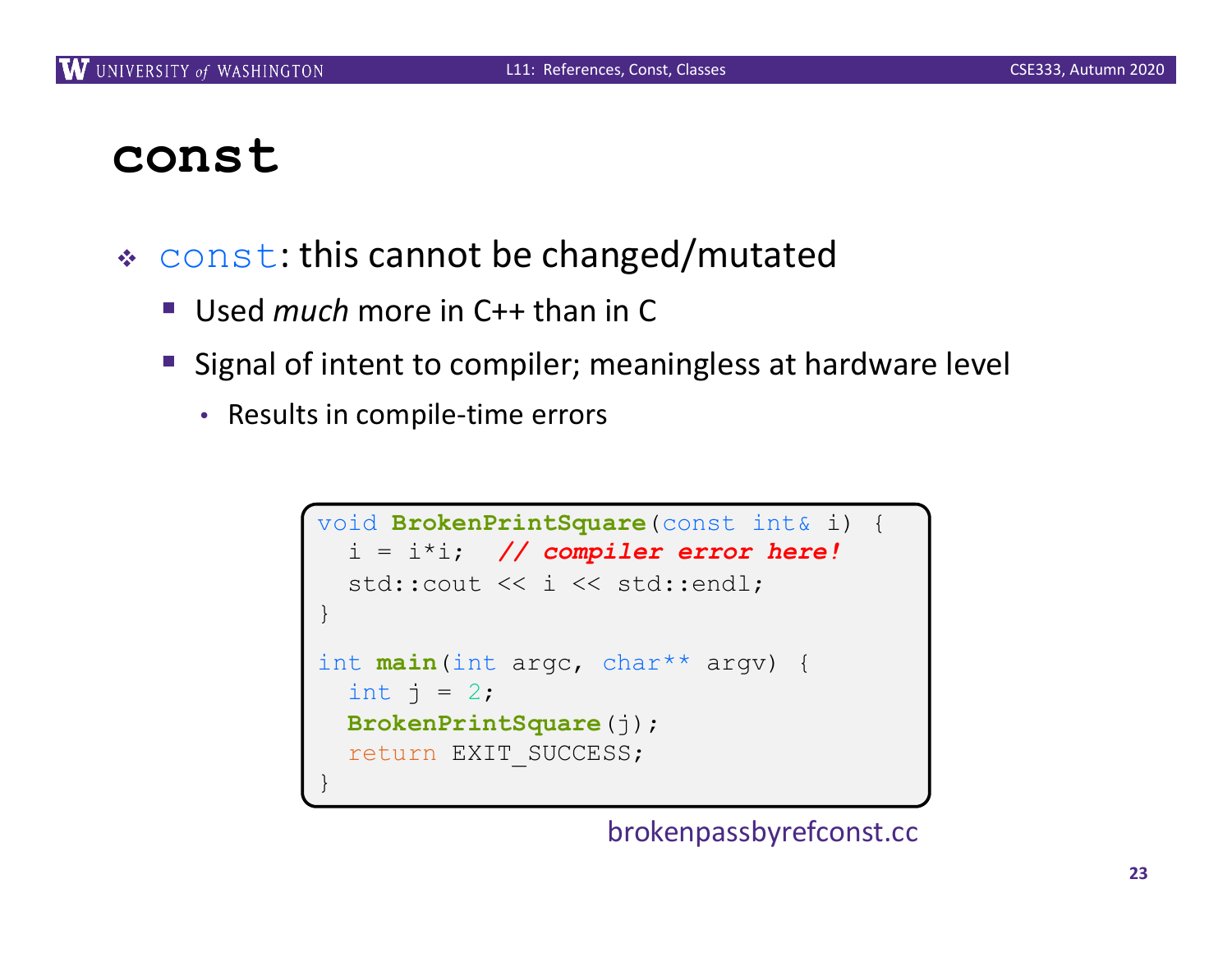# const

- `const`: this cannot be changed/mutated
  - Used *much* more in C++ than in C
  - Signal of intent to compiler; meaningless at hardware level
    - Results in compile-time errors

```
void BrokenPrintSquare(const int& i) {
  i = i*i;  // compiler error here!
  std::cout << i << std::endl;
}

int main(int argc, char** argv) {
  int j = 2;
  BrokenPrintSquare(j);
  return EXIT_SUCCESS;
}
```

brokenpassbyrefconst.cc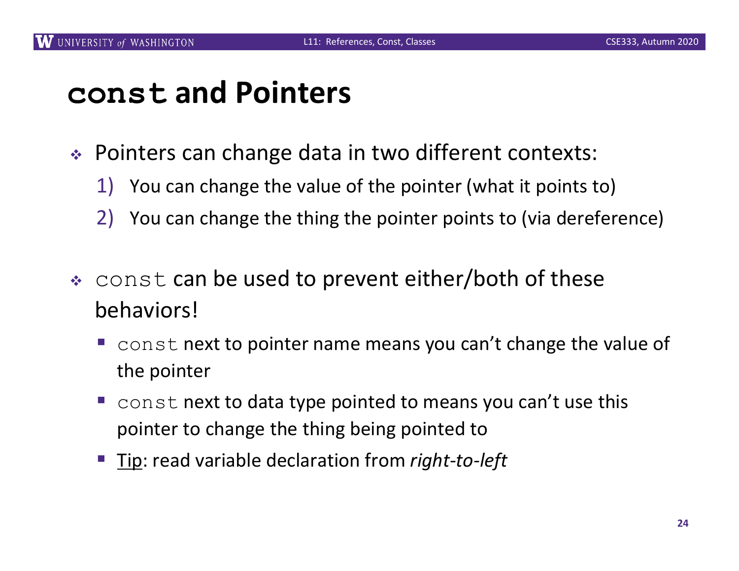# `const` and Pointers

- Pointers can change data in two different contexts:
  1) You can change the value of the pointer (what it points to)
  2) You can change the thing the pointer points to (via dereference)

- `const` can be used to prevent either/both of these behaviors!
  - `const` next to pointer name means you can't change the value of the pointer
  - `const` next to data type pointed to means you can't use this pointer to change the thing being pointed to
  - Tip: read variable declaration from *right-to-left*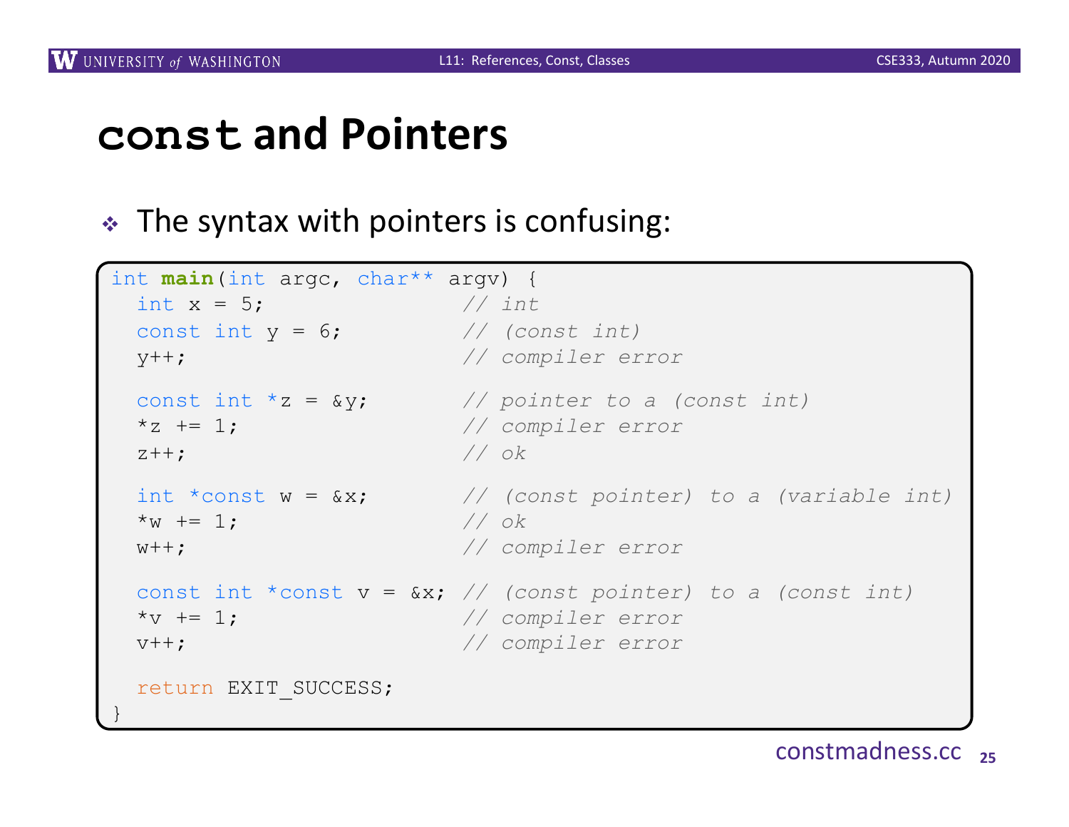# `const` and Pointers

- The syntax with pointers is confusing:

```
int main(int argc, char** argv) {
  int x = 5;                 // int
  const int y = 6;           // (const int)
  y++;                       // compiler error

  const int *z = &y;         // pointer to a (const int)
  *z += 1;                   // compiler error
  z++;                       // ok

  int *const w = &x;         // (const pointer) to a (variable int)
  *w += 1;                   // ok
  w++;                       // compiler error

  const int *const v = &x;  // (const pointer) to a (const int)
  *v += 1;                   // compiler error
  v++;                       // compiler error

  return EXIT_SUCCESS;
}
```

constmadness.cc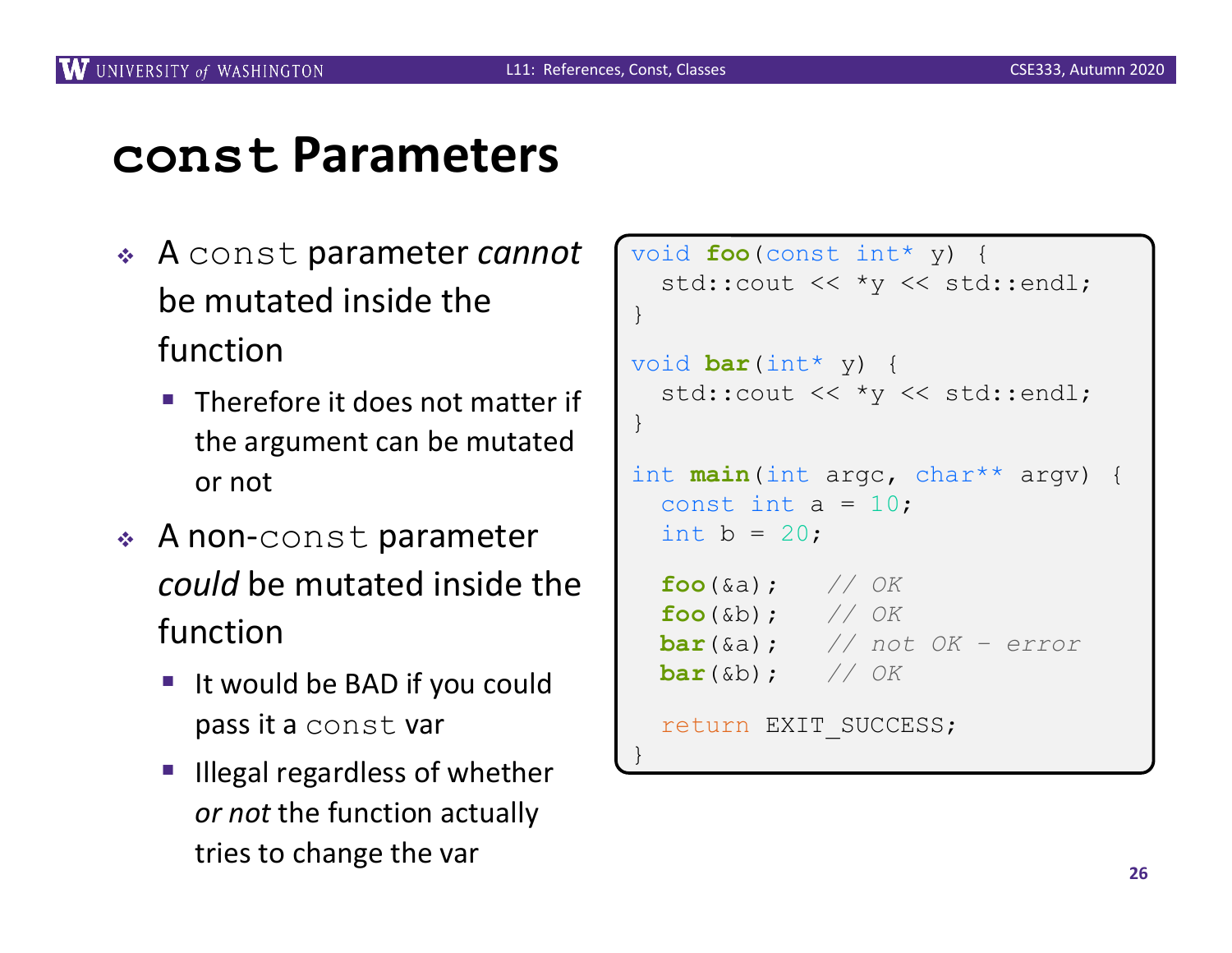# `const` Parameters

- A `const` parameter *cannot* be mutated inside the function
  - Therefore it does not matter if the argument can be mutated or not
- A non-`const` parameter *could* be mutated inside the function
  - It would be BAD if you could pass it a `const` var
  - Illegal regardless of whether *or not* the function actually tries to change the var

```
void foo(const int* y) {
  std::cout << *y << std::endl;
}

void bar(int* y) {
  std::cout << *y << std::endl;
}

int main(int argc, char** argv) {
  const int a = 10;
  int b = 20;

  foo(&a);    // OK
  foo(&b);    // OK
  bar(&a);    // not OK - error
  bar(&b);    // OK

  return EXIT_SUCCESS;
}
```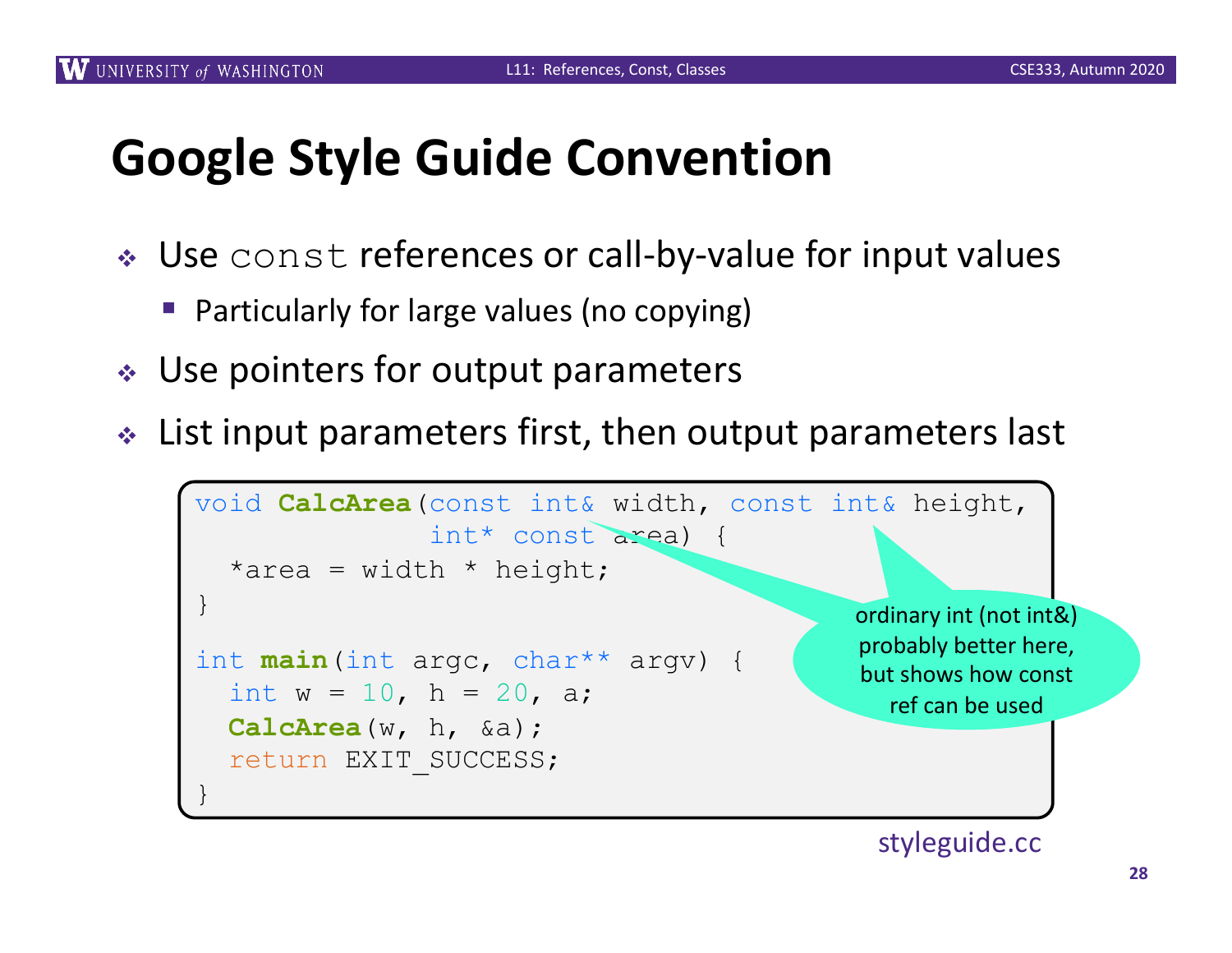# Google Style Guide Convention

- Use `const` references or call-by-value for input values
  - Particularly for large values (no copying)
- Use pointers for output parameters
- List input parameters first, then output parameters last

```
void CalcArea(const int& width, const int& height,
              int* const area) {
  *area = width * height;
}

int main(int argc, char** argv) {
  int w = 10, h = 20, a;
  CalcArea(w, h, &a);
  return EXIT_SUCCESS;
}
```

ordinary int (not int&) probably better here, but shows how const ref can be used

styleguide.cc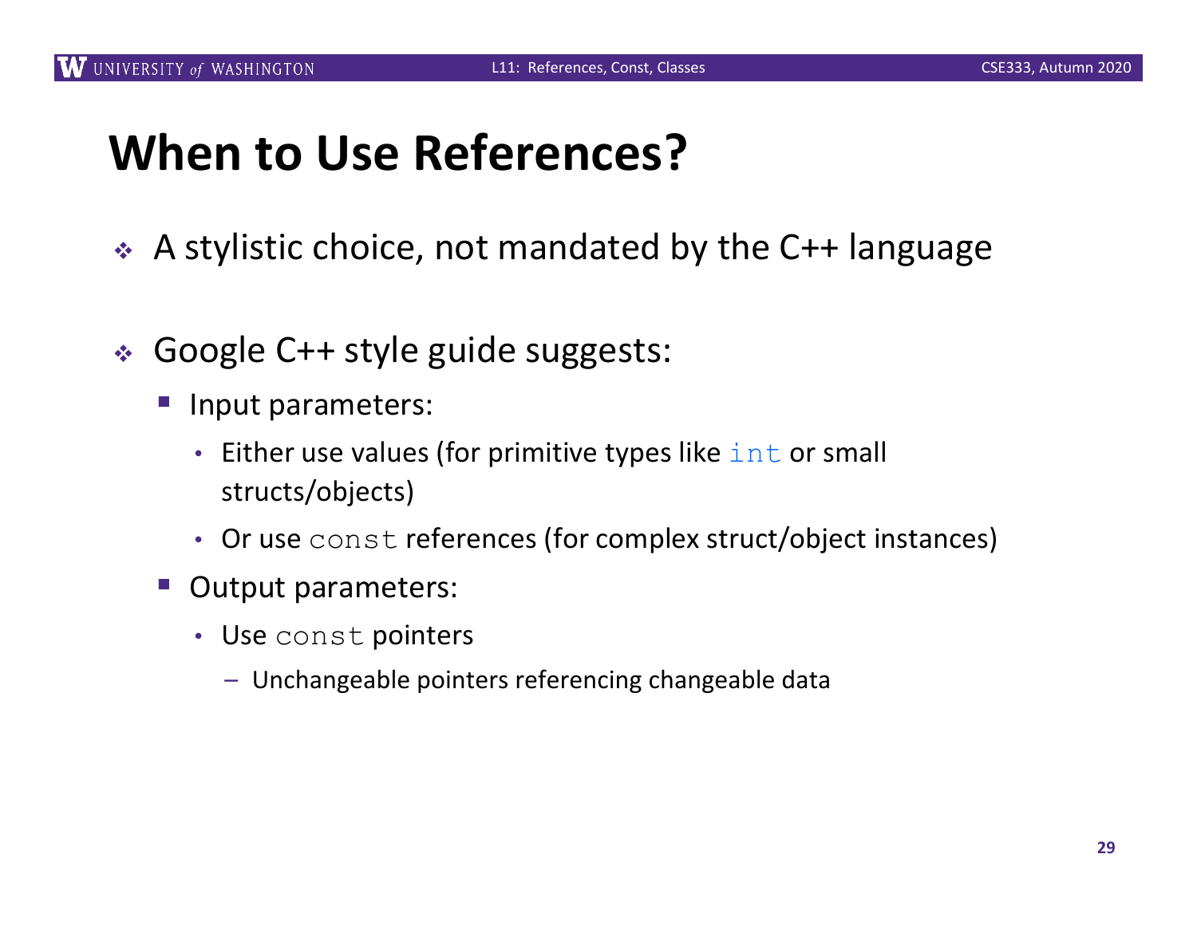# When to Use References?

- A stylistic choice, not mandated by the C++ language

- Google C++ style guide suggests:
  - Input parameters:
    - Either use values (for primitive types like `int` or small structs/objects)
    - Or use `const` references (for complex struct/object instances)
  - Output parameters:
    - Use `const` pointers
      - Unchangeable pointers referencing changeable data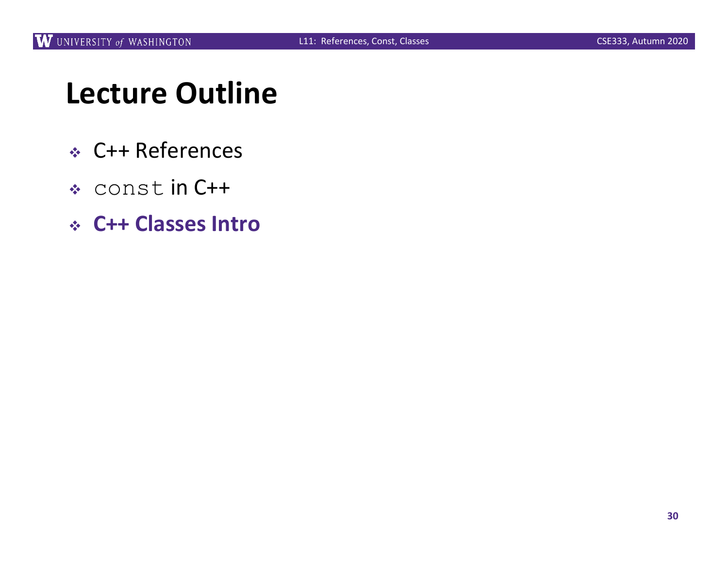# Lecture Outline

- C++ References
- `const` in C++
- **C++ Classes Intro**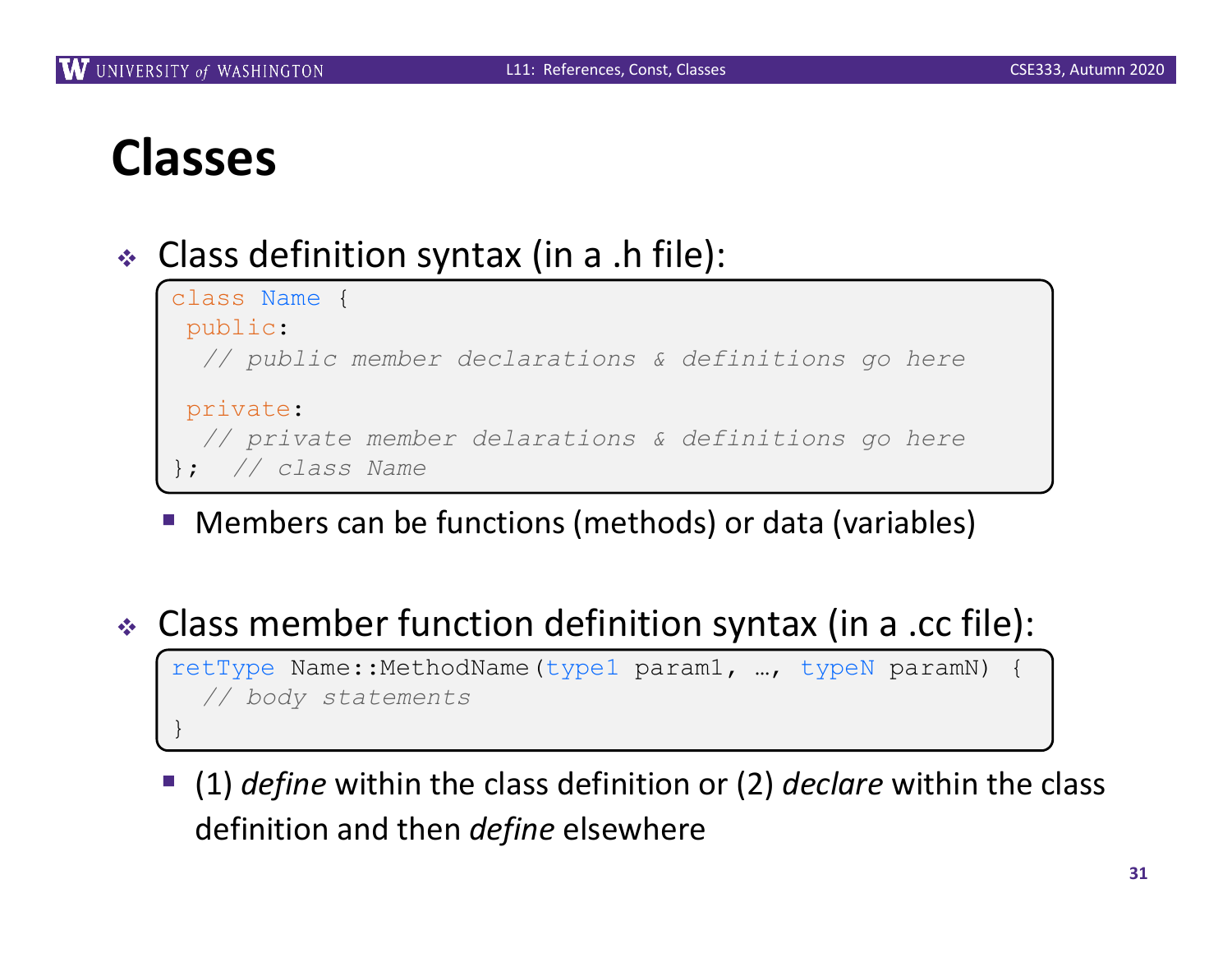# Classes

- Class definition syntax (in a .h file):

```
class Name {
 public:
  // public member declarations & definitions go here

 private:
  // private member delarations & definitions go here
};  // class Name
```

  - Members can be functions (methods) or data (variables)

- Class member function definition syntax (in a .cc file):

```
retType Name::MethodName(type1 param1, …, typeN paramN) {
  // body statements
}
```

  - (1) *define* within the class definition or (2) *declare* within the class definition and then *define* elsewhere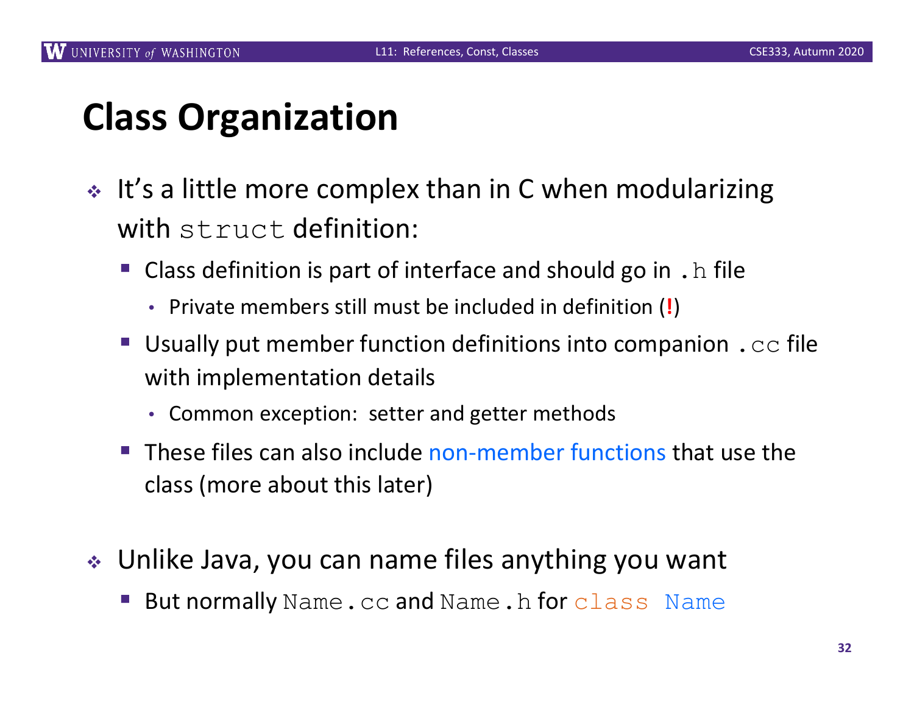# Class Organization

- It's a little more complex than in C when modularizing with `struct` definition:
  - Class definition is part of interface and should go in `.h` file
    - Private members still must be included in definition (**!**)
  - Usually put member function definitions into companion `.cc` file with implementation details
    - Common exception: setter and getter methods
  - These files can also include non-member functions that use the class (more about this later)

- Unlike Java, you can name files anything you want
  - But normally `Name.cc` and `Name.h` for `class Name`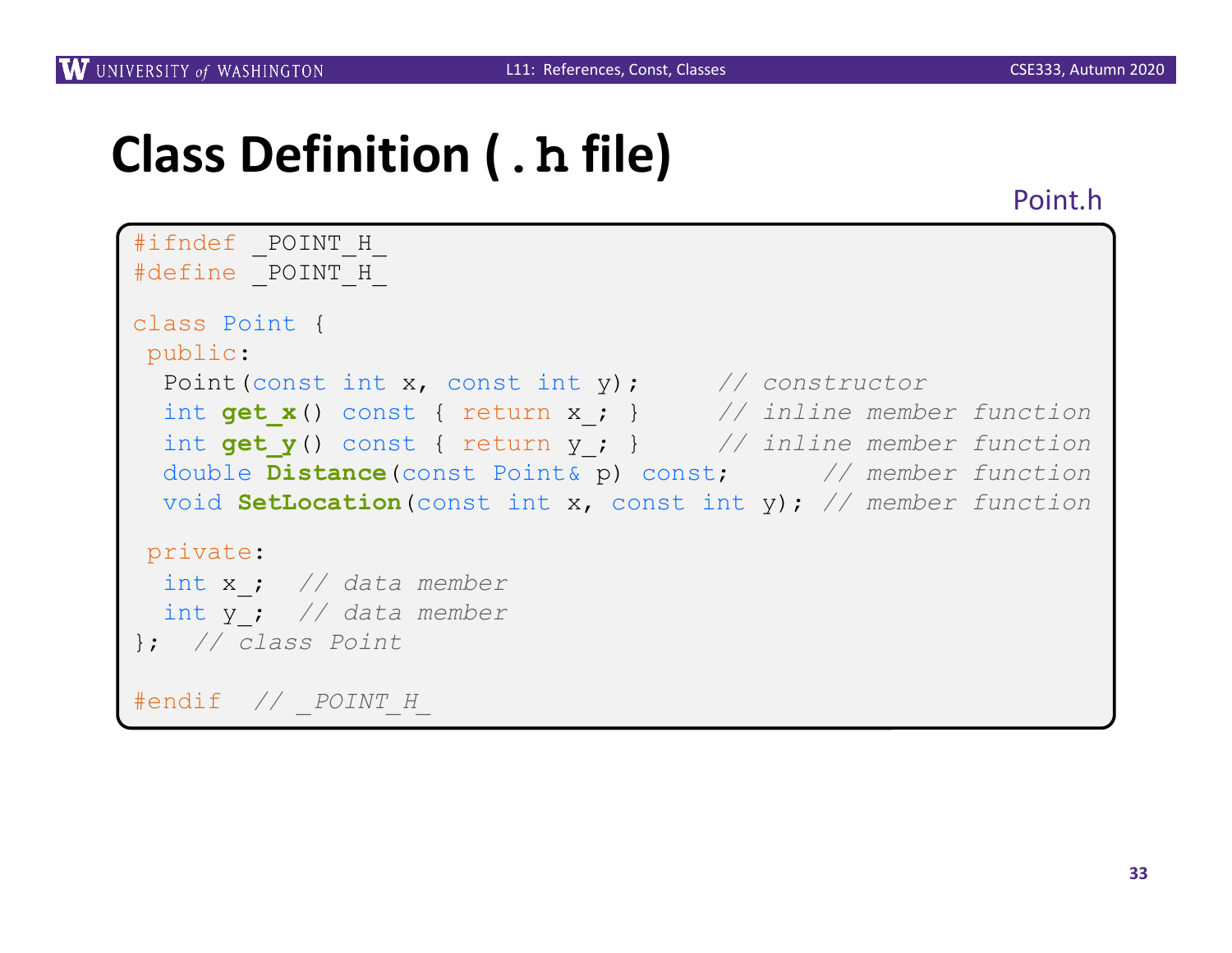# Class Definition (.h file)

Point.h

```
#ifndef _POINT_H_
#define _POINT_H_

class Point {
 public:
  Point(const int x, const int y);      // constructor
  int get_x() const { return x_; }      // inline member function
  int get_y() const { return y_; }      // inline member function
  double Distance(const Point& p) const;      // member function
  void SetLocation(const int x, const int y); // member function

 private:
  int x_;  // data member
  int y_;  // data member
};  // class Point

#endif  // _POINT_H_
```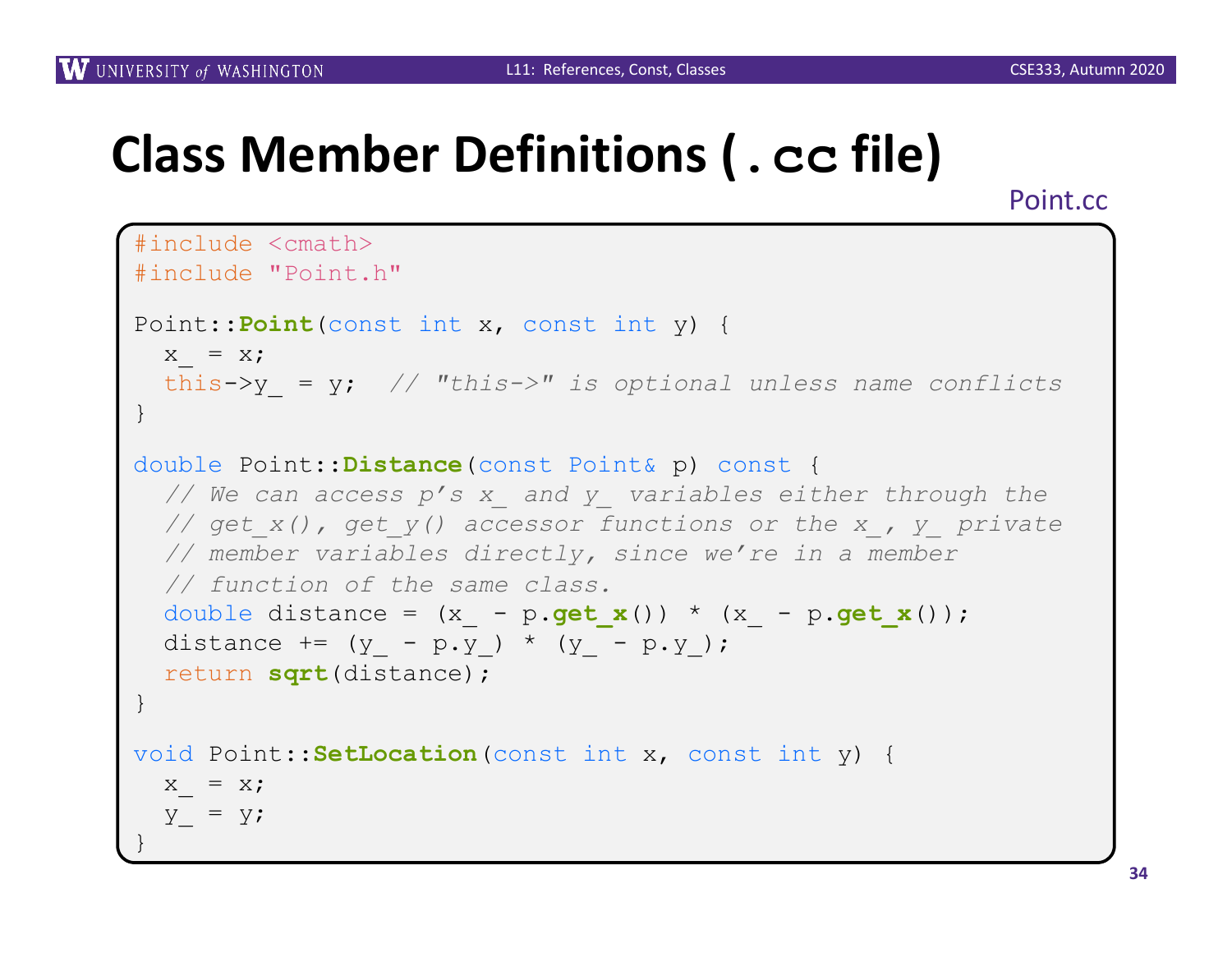# Class Member Definitions (.cc file)

Point.cc

```
#include <cmath>
#include "Point.h"

Point::Point(const int x, const int y) {
  x_ = x;
  this->y_ = y;  // "this->" is optional unless name conflicts
}

double Point::Distance(const Point& p) const {
  // We can access p's x_ and y_ variables either through the
  // get_x(), get_y() accessor functions or the x_, y_ private
  // member variables directly, since we're in a member
  // function of the same class.
  double distance = (x_ - p.get_x()) * (x_ - p.get_x());
  distance += (y_ - p.y_) * (y_ - p.y_);
  return sqrt(distance);
}

void Point::SetLocation(const int x, const int y) {
  x_ = x;
  y_ = y;
}
```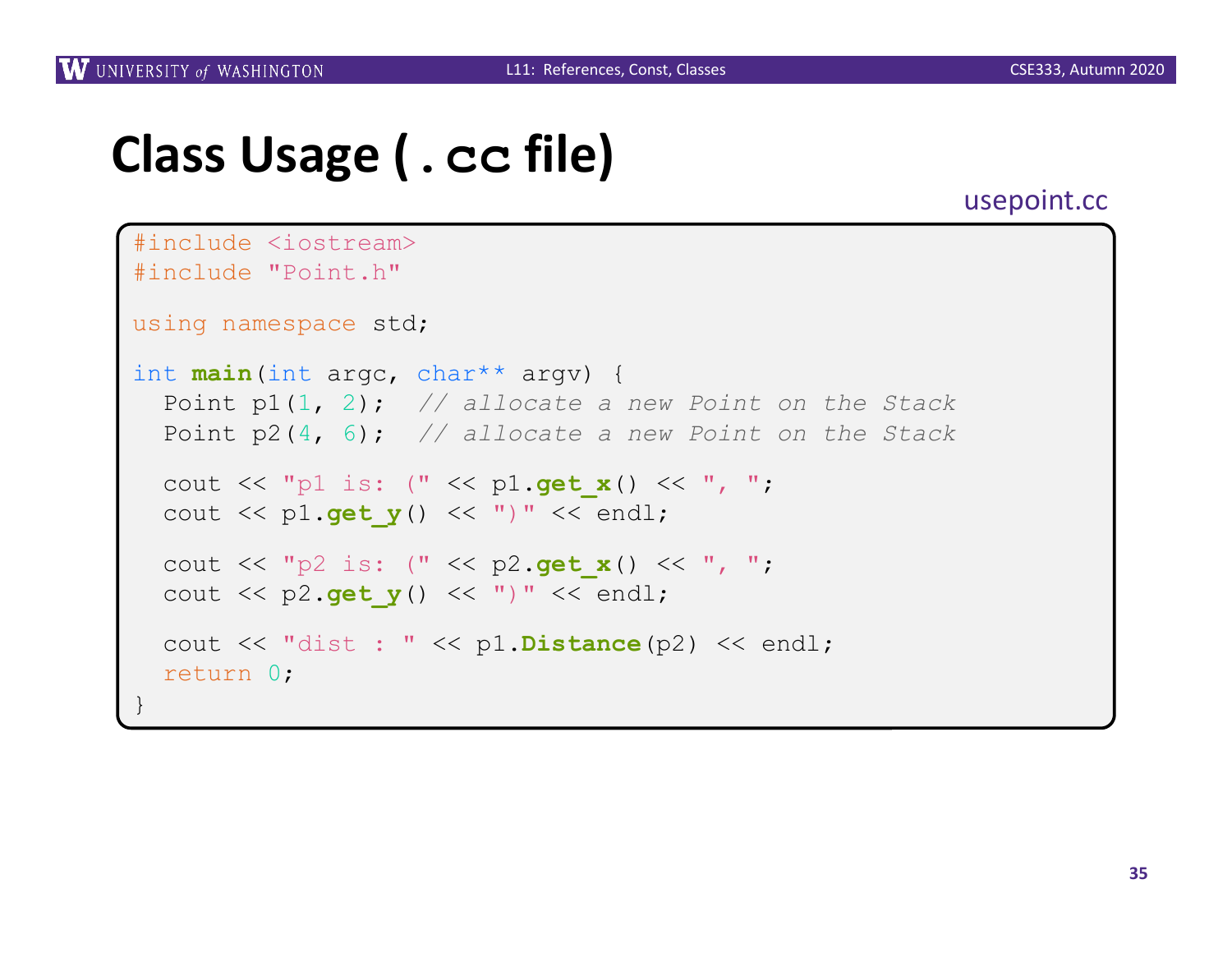# Class Usage (.cc file)

usepoint.cc

```
#include <iostream>
#include "Point.h"

using namespace std;

int main(int argc, char** argv) {
  Point p1(1, 2);  // allocate a new Point on the Stack
  Point p2(4, 6);  // allocate a new Point on the Stack

  cout << "p1 is: (" << p1.get_x() << ", ";
  cout << p1.get_y() << ")" << endl;

  cout << "p2 is: (" << p2.get_x() << ", ";
  cout << p2.get_y() << ")" << endl;

  cout << "dist : " << p1.Distance(p2) << endl;
  return 0;
}
```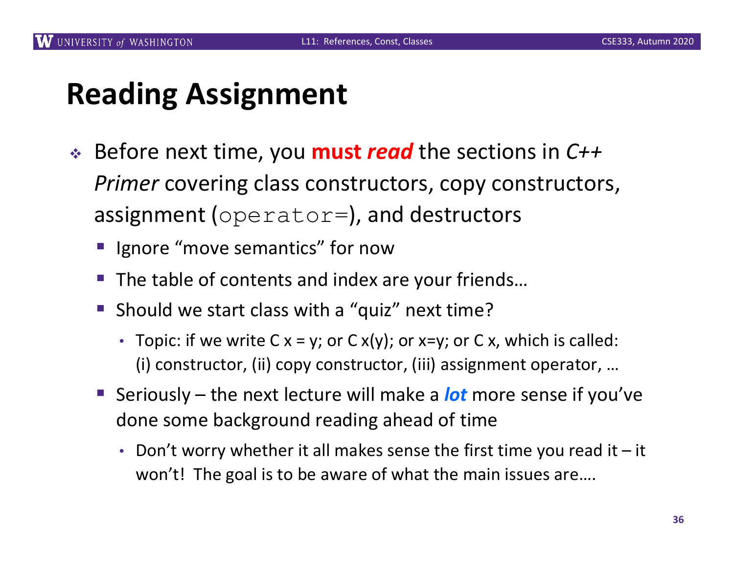# Reading Assignment

- Before next time, you **must *read*** the sections in *C++ Primer* covering class constructors, copy constructors, assignment (`operator=`), and destructors
  - Ignore "move semantics" for now
  - The table of contents and index are your friends…
  - Should we start class with a "quiz" next time?
    - Topic: if we write C x = y; or C x(y); or x=y; or C x, which is called: (i) constructor, (ii) copy constructor, (iii) assignment operator, …
  - Seriously – the next lecture will make a ***lot*** more sense if you've done some background reading ahead of time
    - Don't worry whether it all makes sense the first time you read it – it won't! The goal is to be aware of what the main issues are….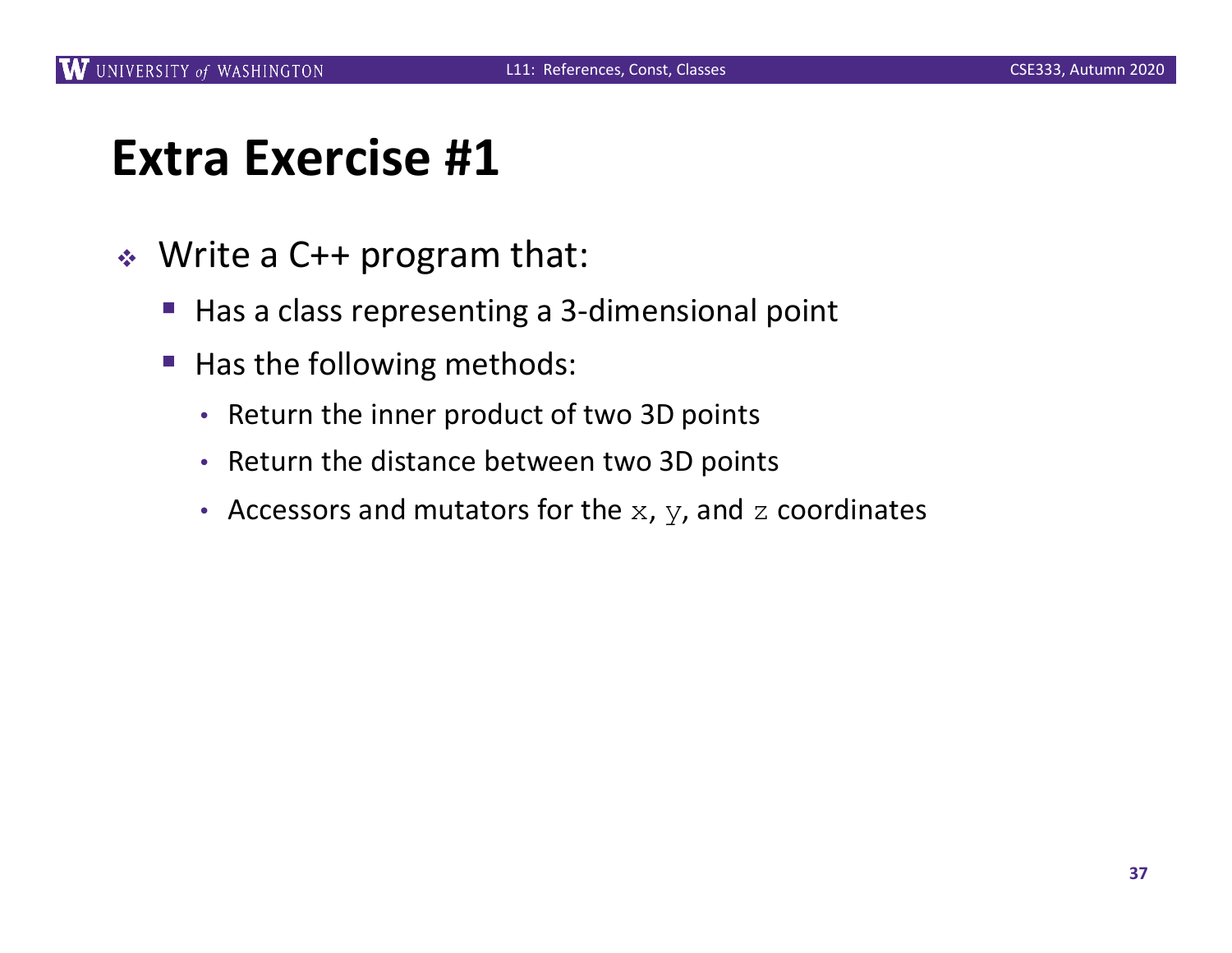# Extra Exercise #1

- Write a C++ program that:
  - Has a class representing a 3-dimensional point
  - Has the following methods:
    - Return the inner product of two 3D points
    - Return the distance between two 3D points
    - Accessors and mutators for the `x`, `y`, and `z` coordinates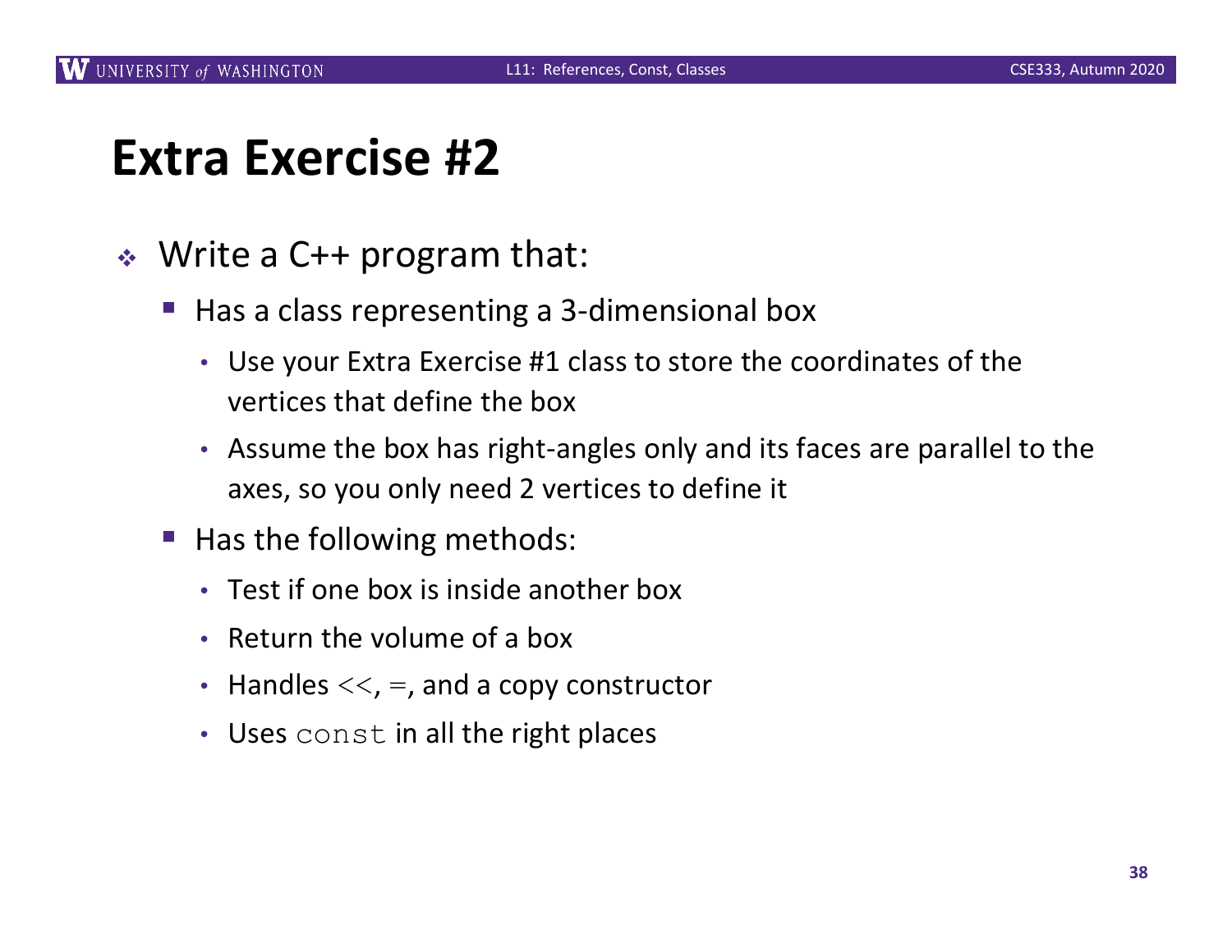# Extra Exercise #2

- Write a C++ program that:
  - Has a class representing a 3-dimensional box
    - Use your Extra Exercise #1 class to store the coordinates of the vertices that define the box
    - Assume the box has right-angles only and its faces are parallel to the axes, so you only need 2 vertices to define it
  - Has the following methods:
    - Test if one box is inside another box
    - Return the volume of a box
    - Handles <<, =, and a copy constructor
    - Uses `const` in all the right places